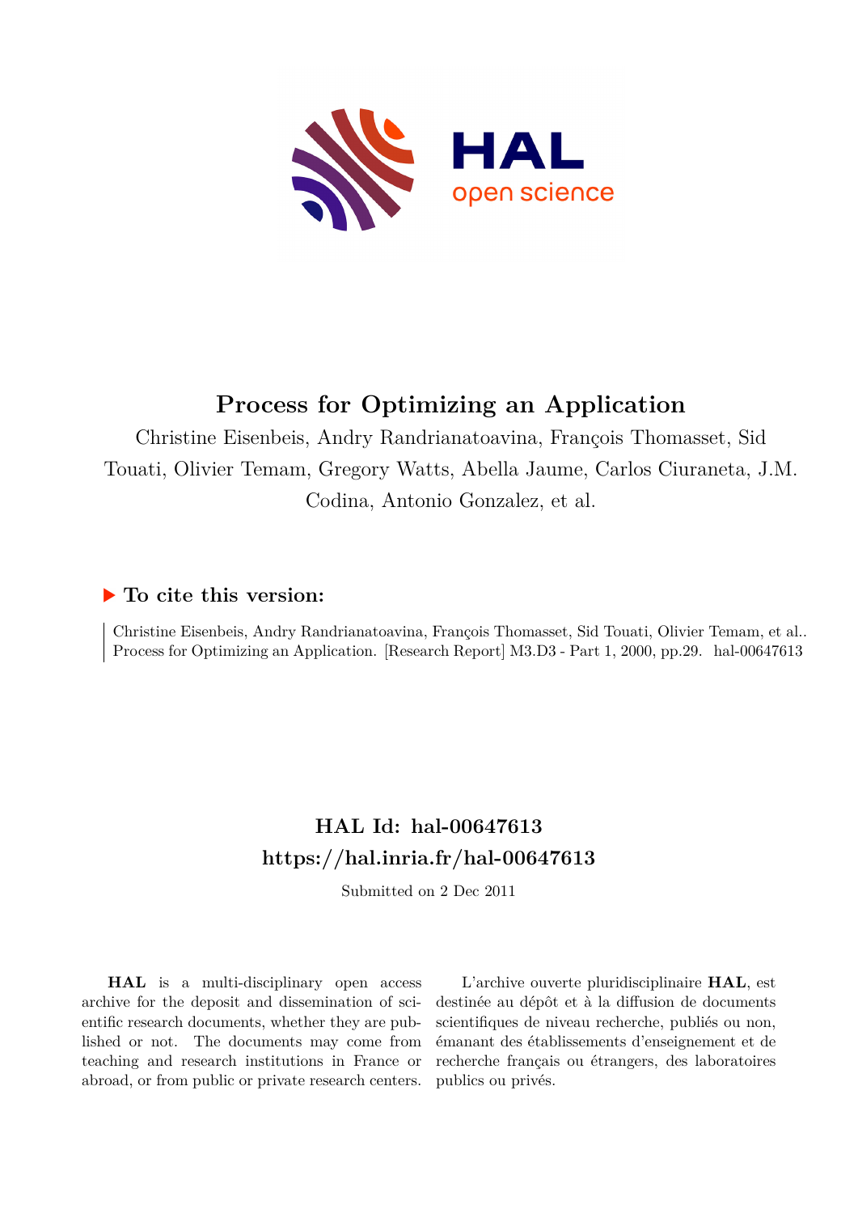# Process for Optimizing an Application

Christine Eisenbeis, Andry Randrianatoavina, François Thomasset, Sid Touati, Olivier Temam, Gregory Watts, Abella Jaume, Carlos Ciuraneta, J.M. Codina, Antonio Gonzalez, et al.

## ▶ To cite this version:

Christine Eisenbeis, Andry Randrianatoavina, François Thomasset, Sid Touati, Olivier Temam, et al.. Process for Optimizing an Application. [Research Report] M3.D3 - Part 1, 2000, pp.29. hal-00647613

## HAL Id: hal-00647613
## https://hal.inria.fr/hal-00647613

Submitted on 2 Dec 2011

**HAL** is a multi-disciplinary open access archive for the deposit and dissemination of scientific research documents, whether they are published or not. The documents may come from teaching and research institutions in France or abroad, or from public or private research centers.

L'archive ouverte pluridisciplinaire **HAL**, est destinée au dépôt et à la diffusion de documents scientifiques de niveau recherche, publiés ou non, émanant des établissements d'enseignement et de recherche français ou étrangers, des laboratoires publics ou privés.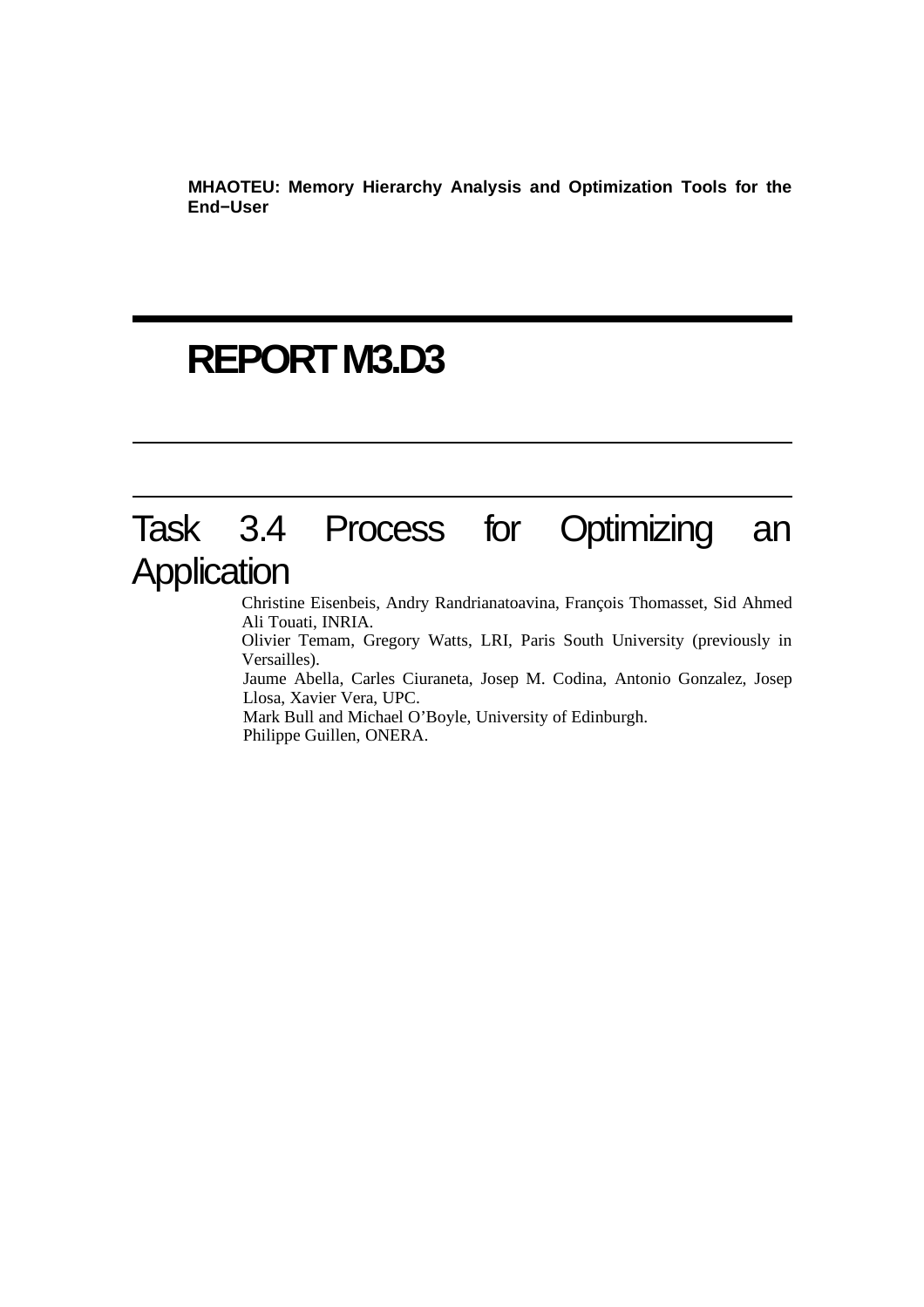**MHAOTEU: Memory Hierarchy Analysis and Optimization Tools for the End−User**

# REPORT M3.D3

## Task 3.4 Process for Optimizing an Application

Christine Eisenbeis, Andry Randrianatoavina, François Thomasset, Sid Ahmed Ali Touati, INRIA.

Olivier Temam, Gregory Watts, LRI, Paris South University (previously in Versailles).

Jaume Abella, Carles Ciuraneta, Josep M. Codina, Antonio Gonzalez, Josep Llosa, Xavier Vera, UPC.

Mark Bull and Michael O'Boyle, University of Edinburgh.

Philippe Guillen, ONERA.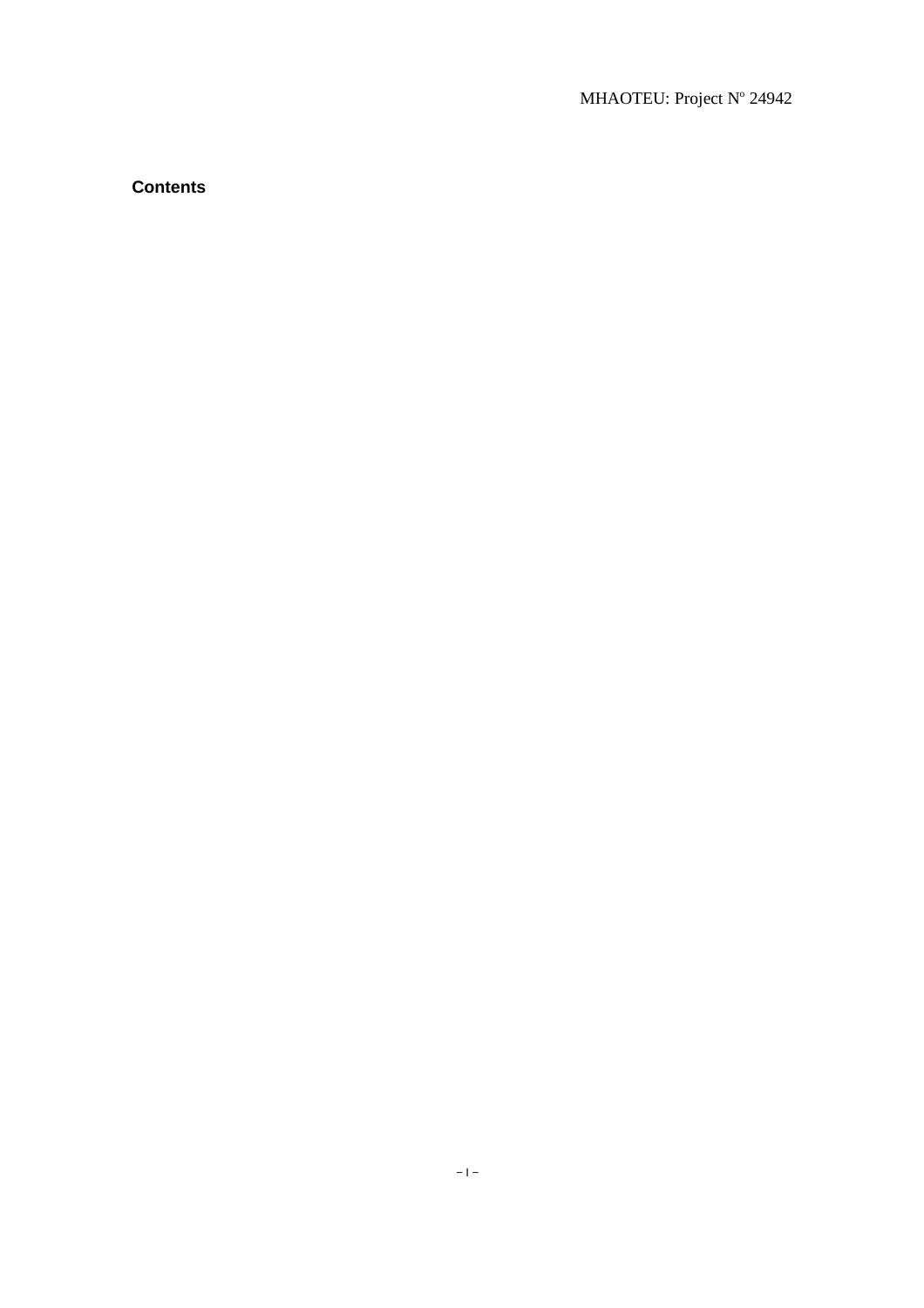**Contents**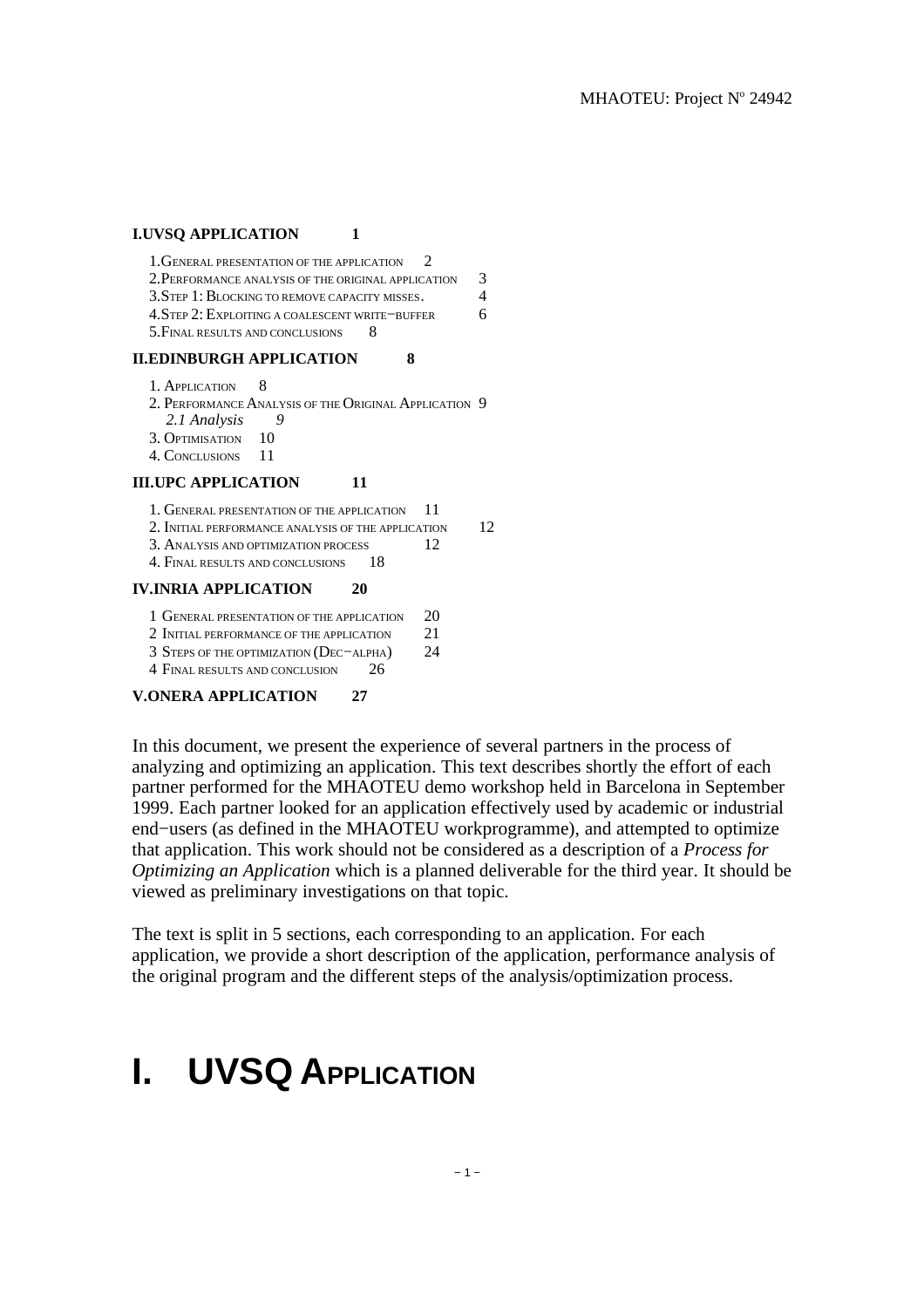**I.UVSQ APPLICATION 1**

1.General presentation of the application 2
2.Performance analysis of the original application 3
3.Step 1: Blocking to remove capacity misses. 4
4.Step 2: Exploiting a coalescent write−buffer 6
5.Final results and conclusions 8

**II.EDINBURGH APPLICATION 8**

1. Application 8
2. Performance Analysis of the Original Application 9
   *2.1 Analysis 9*
3. Optimisation 10
4. Conclusions 11

**III.UPC APPLICATION 11**

1. General presentation of the application 11
2. Initial performance analysis of the application 12
3. Analysis and optimization process 12
4. Final results and conclusions 18

**IV.INRIA APPLICATION 20**

1 General presentation of the application 20
2 Initial performance of the application 21
3 Steps of the optimization (Dec−alpha) 24
4 Final results and conclusion 26

**V.ONERA APPLICATION 27**

In this document, we present the experience of several partners in the process of analyzing and optimizing an application. This text describes shortly the effort of each partner performed for the MHAOTEU demo workshop held in Barcelona in September 1999. Each partner looked for an application effectively used by academic or industrial end−users (as defined in the MHAOTEU workprogramme), and attempted to optimize that application. This work should not be considered as a description of a *Process for Optimizing an Application* which is a planned deliverable for the third year. It should be viewed as preliminary investigations on that topic.

The text is split in 5 sections, each corresponding to an application. For each application, we provide a short description of the application, performance analysis of the original program and the different steps of the analysis/optimization process.

# I. UVSQ Application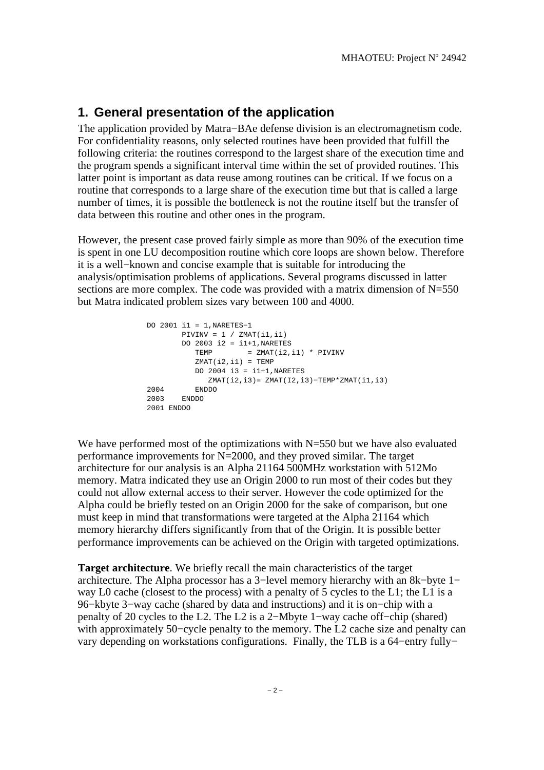## 1. General presentation of the application

The application provided by Matra−BAe defense division is an electromagnetism code. For confidentiality reasons, only selected routines have been provided that fulfill the following criteria: the routines correspond to the largest share of the execution time and the program spends a significant interval time within the set of provided routines. This latter point is important as data reuse among routines can be critical. If we focus on a routine that corresponds to a large share of the execution time but that is called a large number of times, it is possible the bottleneck is not the routine itself but the transfer of data between this routine and other ones in the program.

However, the present case proved fairly simple as more than 90% of the execution time is spent in one LU decomposition routine which core loops are shown below. Therefore it is a well−known and concise example that is suitable for introducing the analysis/optimisation problems of applications. Several programs discussed in latter sections are more complex. The code was provided with a matrix dimension of N=550 but Matra indicated problem sizes vary between 100 and 4000.

```
DO 2001 i1 = 1,NARETES−1
       PIVINV = 1 / ZMAT(i1,i1)
       DO 2003 i2 = i1+1,NARETES
          TEMP        = ZMAT(i2,i1) * PIVINV
          ZMAT(i2,i1) = TEMP
          DO 2004 i3 = i1+1,NARETES
             ZMAT(i2,i3)= ZMAT(I2,i3)−TEMP*ZMAT(i1,i3)
2004      ENDDO
2003   ENDDO
2001 ENDDO
```

We have performed most of the optimizations with N=550 but we have also evaluated performance improvements for N=2000, and they proved similar. The target architecture for our analysis is an Alpha 21164 500MHz workstation with 512Mo memory. Matra indicated they use an Origin 2000 to run most of their codes but they could not allow external access to their server. However the code optimized for the Alpha could be briefly tested on an Origin 2000 for the sake of comparison, but one must keep in mind that transformations were targeted at the Alpha 21164 which memory hierarchy differs significantly from that of the Origin. It is possible better performance improvements can be achieved on the Origin with targeted optimizations.

**Target architecture**. We briefly recall the main characteristics of the target architecture. The Alpha processor has a 3−level memory hierarchy with an 8k−byte 1−way L0 cache (closest to the process) with a penalty of 5 cycles to the L1; the L1 is a 96−kbyte 3−way cache (shared by data and instructions) and it is on−chip with a penalty of 20 cycles to the L2. The L2 is a 2−Mbyte 1−way cache off−chip (shared) with approximately 50−cycle penalty to the memory. The L2 cache size and penalty can vary depending on workstations configurations. Finally, the TLB is a 64−entry fully−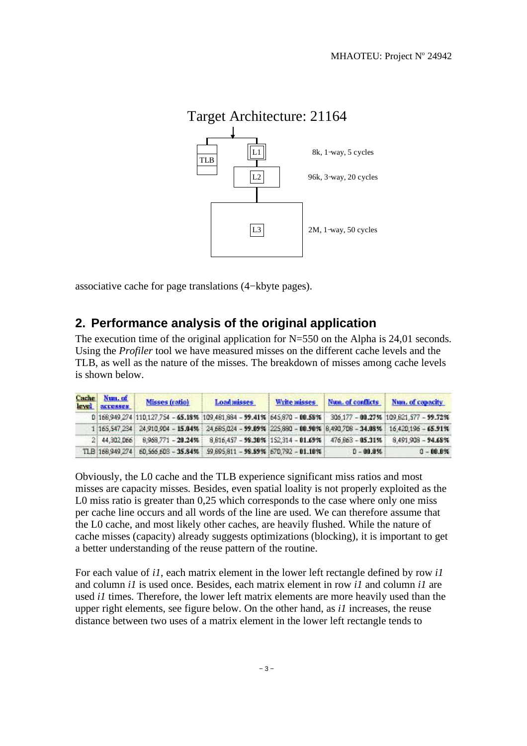Target Architecture: 21164

TLB

L1 — 8k, 1−way, 5 cycles

L2 — 96k, 3−way, 20 cycles

L3 — 2M, 1−way, 50 cycles

associative cache for page translations (4−kbyte pages).

## 2. Performance analysis of the original application

The execution time of the original application for N=550 on the Alpha is 24,01 seconds. Using the *Profiler* tool we have measured misses on the different cache levels and the TLB, as well as the nature of the misses. The breakdown of misses among cache levels is shown below.

| Cache level | Num. of accesses | Misses (ratio) | Load misses | Write misses | Num. of conflicts | Num. of capacity |
|---|---|---|---|---|---|---|
| 0 | 168,949,274 | 110,127,754 – **65.18%** | 109,481,884 – **99.41%** | 645,870 – **00.58%** | 306,177 – **00.27%** | 109,821,577 – **99.72%** |
| 1 | 165,547,234 | 24,910,904 – **15.04%** | 24,685,024 – **99.09%** | 225,880 – **00.90%** | 8,490,708 – **34.08%** | 16,420,196 – **65.91%** |
| 2 | 44,302,066 | 8,968,771 – **20.24%** | 8,816,457 – **98.30%** | 152,314 – **01.69%** | 476,863 – **05.31%** | 8,491,908 – **94.68%** |
| TLB | 168,949,274 | 60,566,603 – **35.84%** | 59,895,811 – **98.89%** | 670,792 – **01.10%** | 0 – **00.0%** | 0 – **00.0%** |

Obviously, the L0 cache and the TLB experience significant miss ratios and most misses are capacity misses. Besides, even spatial loality is not properly exploited as the L0 miss ratio is greater than 0,25 which corresponds to the case where only one miss per cache line occurs and all words of the line are used. We can therefore assume that the L0 cache, and most likely other caches, are heavily flushed. While the nature of cache misses (capacity) already suggests optimizations (blocking), it is important to get a better understanding of the reuse pattern of the routine.

For each value of *i1*, each matrix element in the lower left rectangle defined by row *i1* and column *i1* is used once. Besides, each matrix element in row *i1* and column *i1* are used *i1* times. Therefore, the lower left matrix elements are more heavily used than the upper right elements, see figure below. On the other hand, as *i1* increases, the reuse distance between two uses of a matrix element in the lower left rectangle tends to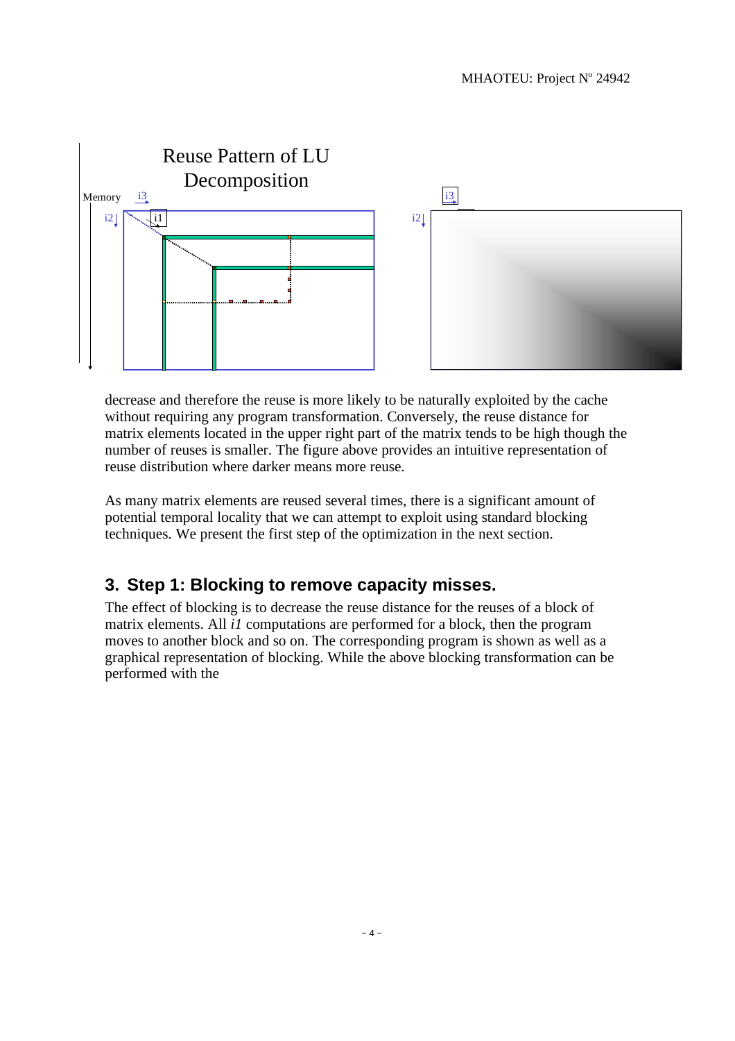decrease and therefore the reuse is more likely to be naturally exploited by the cache without requiring any program transformation. Conversely, the reuse distance for matrix elements located in the upper right part of the matrix tends to be high though the number of reuses is smaller. The figure above provides an intuitive representation of reuse distribution where darker means more reuse.

As many matrix elements are reused several times, there is a significant amount of potential temporal locality that we can attempt to exploit using standard blocking techniques. We present the first step of the optimization in the next section.

## 3. Step 1: Blocking to remove capacity misses.

The effect of blocking is to decrease the reuse distance for the reuses of a block of matrix elements. All *i1* computations are performed for a block, then the program moves to another block and so on. The corresponding program is shown as well as a graphical representation of blocking. While the above blocking transformation can be performed with the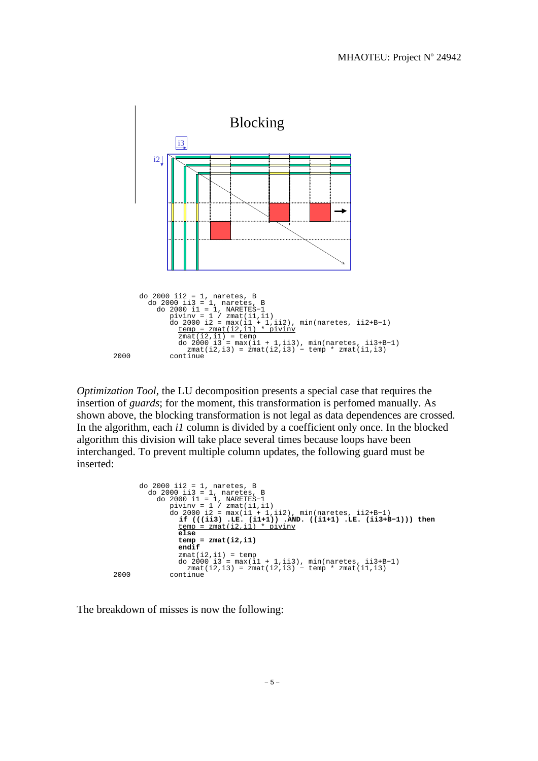Blocking

i3

i2

```
      do 2000 ii2 = 1, naretes, B
        do 2000 ii3 = 1, naretes, B
          do 2000 i1 = 1, NARETES-1
             pivinv = 1 / zmat(i1,i1)
             do 2000 i2 = max(i1 + 1,ii2), min(naretes, ii2+B-1)
               temp = zmat(i2,i1) * pivinv
               zmat(i2,i1) = temp
               do 2000 i3 = max(i1 + 1,ii3), min(naretes, ii3+B-1)
                 zmat(i2,i3) = zmat(i2,i3) - temp * zmat(i1,i3)
2000         continue
```

*Optimization Tool*, the LU decomposition presents a special case that requires the insertion of *guards*; for the moment, this transformation is perfomed manually. As shown above, the blocking transformation is not legal as data dependences are crossed. In the algorithm, each *i1* column is divided by a coefficient only once. In the blocked algorithm this division will take place several times because loops have been interchanged. To prevent multiple column updates, the following guard must be inserted:

```
      do 2000 ii2 = 1, naretes, B
        do 2000 ii3 = 1, naretes, B
          do 2000 i1 = 1, NARETES-1
             pivinv = 1 / zmat(i1,i1)
             do 2000 i2 = max(i1 + 1,ii2), min(naretes, ii2+B-1)
               if (((ii3) .LE. (i1+1)) .AND. ((i1+1) .LE. (ii3+B-1))) then
               temp = zmat(i2,i1) * pivinv
               else
               temp = zmat(i2,i1)
               endif
               zmat(i2,i1) = temp
               do 2000 i3 = max(i1 + 1,ii3), min(naretes, ii3+B-1)
                 zmat(i2,i3) = zmat(i2,i3) - temp * zmat(i1,i3)
2000         continue
```

The breakdown of misses is now the following: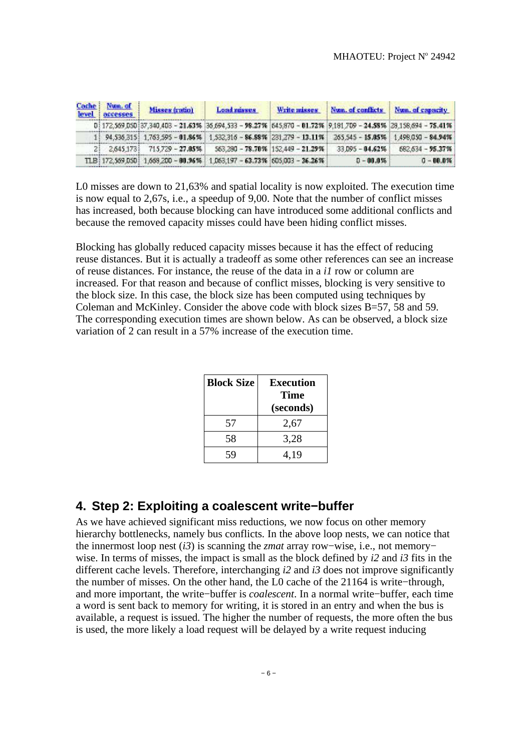| Cache level | Num. of accesses | Misses (ratio) | Load misses | Write misses | Num. of conflicts | Num. of capacity |
|---|---|---|---|---|---|---|
| 0 | 172,569,050 | 37,340,403 - **21.63%** | 36,694,533 - **98.27%** | 645,870 - **01.72%** | 9,181,709 - **24.58%** | 28,158,694 - **75.41%** |
| 1 | 94,536,315 | 1,763,595 - **01.86%** | 1,532,316 - **86.88%** | 231,279 - **13.11%** | 265,545 - **15.05%** | 1,498,050 - **84.94%** |
| 2 | 2,645,173 | 715,729 - **27.05%** | 563,280 - **78.70%** | 152,449 - **21.29%** | 33,095 - **04.62%** | 682,634 - **95.37%** |
| TLB | 172,569,050 | 1,668,200 - **00.96%** | 1,063,197 - **63.73%** | 605,003 - **36.26%** | 0 - **00.0%** | 0 - **00.0%** |

L0 misses are down to 21,63% and spatial locality is now exploited. The execution time is now equal to 2,67s, i.e., a speedup of 9,00. Note that the number of conflict misses has increased, both because blocking can have introduced some additional conflicts and because the removed capacity misses could have been hiding conflict misses.

Blocking has globally reduced capacity misses because it has the effect of reducing reuse distances. But it is actually a tradeoff as some other references can see an increase of reuse distances. For instance, the reuse of the data in a *i1* row or column are increased. For that reason and because of conflict misses, blocking is very sensitive to the block size. In this case, the block size has been computed using techniques by Coleman and McKinley. Consider the above code with block sizes B=57, 58 and 59. The corresponding execution times are shown below. As can be observed, a block size variation of 2 can result in a 57% increase of the execution time.

| Block Size | Execution Time (seconds) |
|---|---|
| 57 | 2,67 |
| 58 | 3,28 |
| 59 | 4,19 |

## 4. Step 2: Exploiting a coalescent write−buffer

As we have achieved significant miss reductions, we now focus on other memory hierarchy bottlenecks, namely bus conflicts. In the above loop nests, we can notice that the innermost loop nest (*i3*) is scanning the *zmat* array row−wise, i.e., not memory−wise. In terms of misses, the impact is small as the block defined by *i2* and *i3* fits in the different cache levels. Therefore, interchanging *i2* and *i3* does not improve significantly the number of misses. On the other hand, the L0 cache of the 21164 is write−through, and more important, the write−buffer is *coalescent*. In a normal write−buffer, each time a word is sent back to memory for writing, it is stored in an entry and when the bus is available, a request is issued. The higher the number of requests, the more often the bus is used, the more likely a load request will be delayed by a write request inducing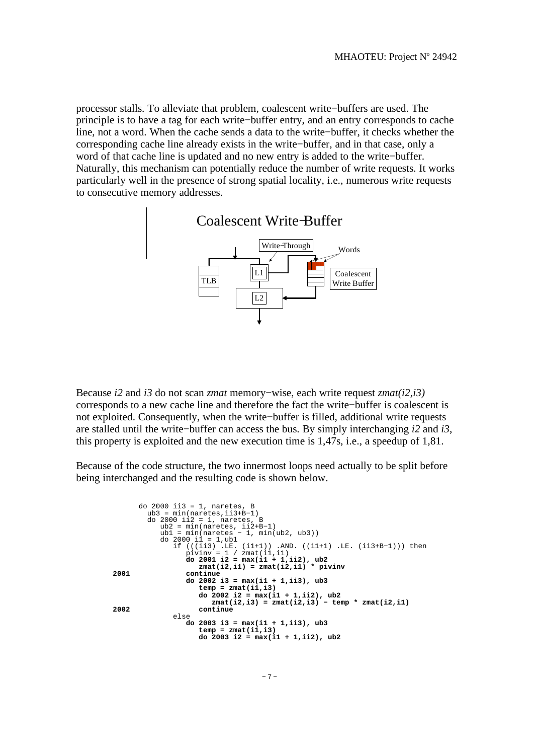processor stalls. To alleviate that problem, coalescent write−buffers are used. The principle is to have a tag for each write−buffer entry, and an entry corresponds to cache line, not a word. When the cache sends a data to the write−buffer, it checks whether the corresponding cache line already exists in the write−buffer, and in that case, only a word of that cache line is updated and no new entry is added to the write−buffer. Naturally, this mechanism can potentially reduce the number of write requests. It works particularly well in the presence of strong spatial locality, i.e., numerous write requests to consecutive memory addresses.

Coalescent Write−Buffer

Write−Through | Words | L1 | TLB | Coalescent Write Buffer | L2

Because *i2* and *i3* do not scan *zmat* memory−wise, each write request *zmat(i2,i3)* corresponds to a new cache line and therefore the fact the write−buffer is coalescent is not exploited. Consequently, when the write−buffer is filled, additional write requests are stalled until the write−buffer can access the bus. By simply interchanging *i2* and *i3*, this property is exploited and the new execution time is 1,47s, i.e., a speedup of 1,81.

Because of the code structure, the two innermost loops need actually to be split before being interchanged and the resulting code is shown below.

```
      do 2000 ii3 = 1, naretes, B
        ub3 = min(naretes,ii3+B−1)
        do 2000 ii2 = 1, naretes, B
          ub2 = min(naretes, ii2+B−1)
          ub1 = min(naretes − 1, min(ub2, ub3))
          do 2000 i1 = 1,ub1
            if (((ii3) .LE. (i1+1)) .AND. ((i1+1) .LE. (ii3+B−1))) then
              pivinv = 1 / zmat(i1,i1)
              do 2001 i2 = max(i1 + 1,ii2), ub2
                zmat(i2,i1) = zmat(i2,i1) * pivinv
2001          continue
              do 2002 i3 = max(i1 + 1,ii3), ub3
                temp = zmat(i1,i3)
                do 2002 i2 = max(i1 + 1,ii2), ub2
                  zmat(i2,i3) = zmat(i2,i3) − temp * zmat(i2,i1)
2002            continue
            else
              do 2003 i3 = max(i1 + 1,ii3), ub3
                temp = zmat(i1,i3)
                do 2003 i2 = max(i1 + 1,ii2), ub2
```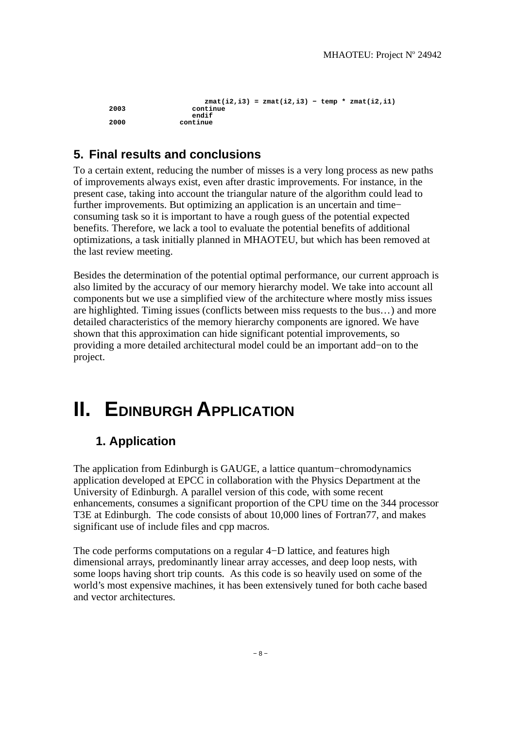```
                    zmat(i2,i3) = zmat(i2,i3) - temp * zmat(i2,i1)
2003              continue
                  endif
2000            continue
```

## 5. Final results and conclusions

To a certain extent, reducing the number of misses is a very long process as new paths of improvements always exist, even after drastic improvements. For instance, in the present case, taking into account the triangular nature of the algorithm could lead to further improvements. But optimizing an application is an uncertain and time−consuming task so it is important to have a rough guess of the potential expected benefits. Therefore, we lack a tool to evaluate the potential benefits of additional optimizations, a task initially planned in MHAOTEU, but which has been removed at the last review meeting.

Besides the determination of the potential optimal performance, our current approach is also limited by the accuracy of our memory hierarchy model. We take into account all components but we use a simplified view of the architecture where mostly miss issues are highlighted. Timing issues (conflicts between miss requests to the bus…) and more detailed characteristics of the memory hierarchy components are ignored. We have shown that this approximation can hide significant potential improvements, so providing a more detailed architectural model could be an important add−on to the project.

# II. EDINBURGH APPLICATION

## 1. Application

The application from Edinburgh is GAUGE, a lattice quantum−chromodynamics application developed at EPCC in collaboration with the Physics Department at the University of Edinburgh. A parallel version of this code, with some recent enhancements, consumes a significant proportion of the CPU time on the 344 processor T3E at Edinburgh. The code consists of about 10,000 lines of Fortran77, and makes significant use of include files and cpp macros.

The code performs computations on a regular 4−D lattice, and features high dimensional arrays, predominantly linear array accesses, and deep loop nests, with some loops having short trip counts. As this code is so heavily used on some of the world's most expensive machines, it has been extensively tuned for both cache based and vector architectures.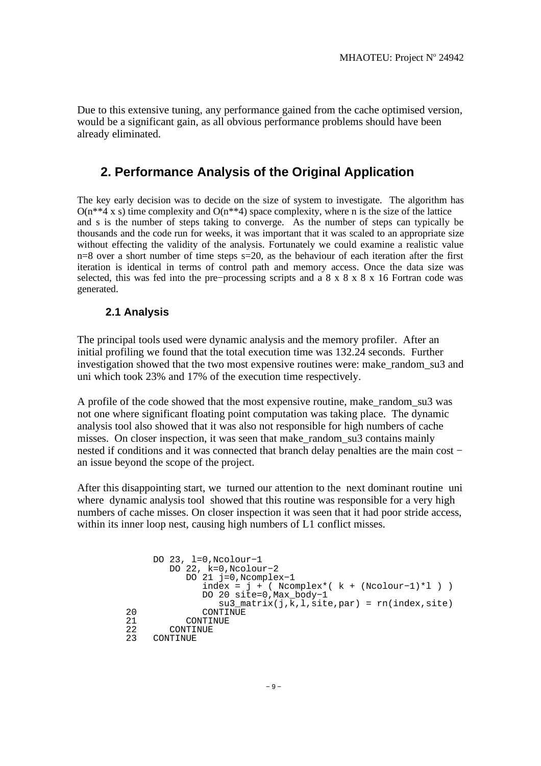Due to this extensive tuning, any performance gained from the cache optimised version, would be a significant gain, as all obvious performance problems should have been already eliminated.

## 2. Performance Analysis of the Original Application

The key early decision was to decide on the size of system to investigate. The algorithm has O(n**4 x s) time complexity and O(n**4) space complexity, where n is the size of the lattice and s is the number of steps taking to converge. As the number of steps can typically be thousands and the code run for weeks, it was important that it was scaled to an appropriate size without effecting the validity of the analysis. Fortunately we could examine a realistic value n=8 over a short number of time steps s=20, as the behaviour of each iteration after the first iteration is identical in terms of control path and memory access. Once the data size was selected, this was fed into the pre−processing scripts and a 8 x 8 x 8 x 16 Fortran code was generated.

### 2.1 Analysis

The principal tools used were dynamic analysis and the memory profiler. After an initial profiling we found that the total execution time was 132.24 seconds. Further investigation showed that the two most expensive routines were: make_random_su3 and uni which took 23% and 17% of the execution time respectively.

A profile of the code showed that the most expensive routine, make_random_su3 was not one where significant floating point computation was taking place. The dynamic analysis tool also showed that it was also not responsible for high numbers of cache misses. On closer inspection, it was seen that make_random_su3 contains mainly nested if conditions and it was connected that branch delay penalties are the main cost − an issue beyond the scope of the project.

After this disappointing start, we turned our attention to the next dominant routine uni where dynamic analysis tool showed that this routine was responsible for a very high numbers of cache misses. On closer inspection it was seen that it had poor stride access, within its inner loop nest, causing high numbers of L1 conflict misses.

```
      DO 23, l=0,Ncolour−1
         DO 22, k=0,Ncolour−2
            DO 21 j=0,Ncomplex−1
               index = j + ( Ncomplex*( k + (Ncolour−1)*l ) )
               DO 20 site=0,Max_body−1
                  su3_matrix(j,k,l,site,par) = rn(index,site)
20             CONTINUE
21          CONTINUE
22       CONTINUE
23    CONTINUE
```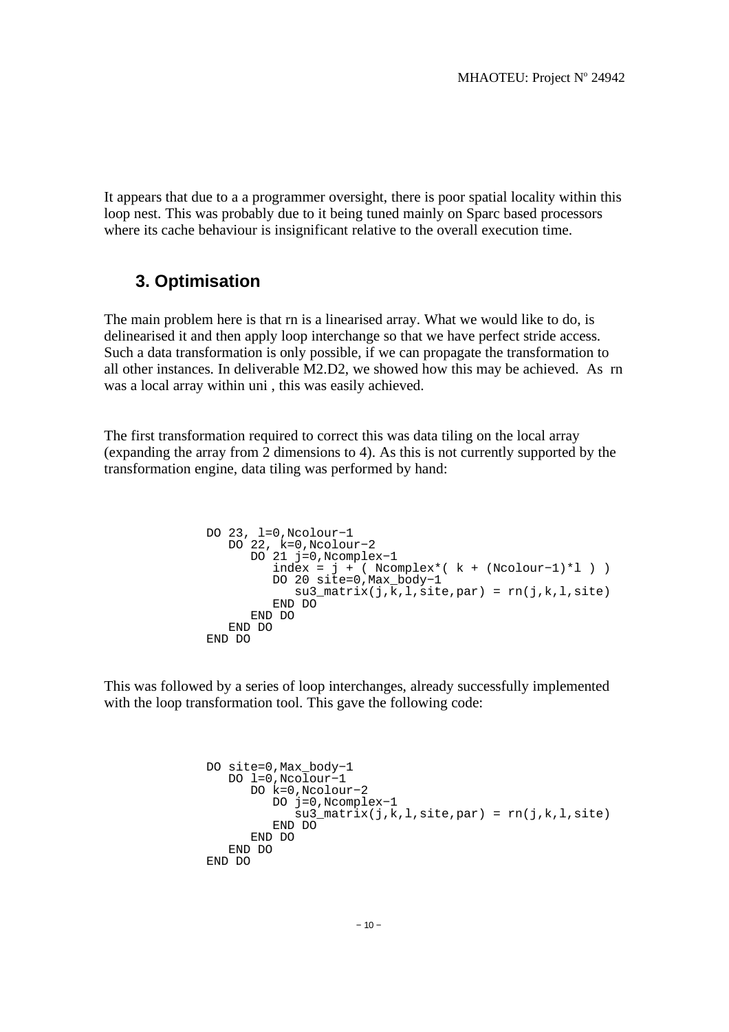It appears that due to a a programmer oversight, there is poor spatial locality within this loop nest. This was probably due to it being tuned mainly on Sparc based processors where its cache behaviour is insignificant relative to the overall execution time.

## 3. Optimisation

The main problem here is that rn is a linearised array. What we would like to do, is delinearised it and then apply loop interchange so that we have perfect stride access. Such a data transformation is only possible, if we can propagate the transformation to all other instances. In deliverable M2.D2, we showed how this may be achieved. As rn was a local array within uni , this was easily achieved.

The first transformation required to correct this was data tiling on the local array (expanding the array from 2 dimensions to 4). As this is not currently supported by the transformation engine, data tiling was performed by hand:

```
DO 23, l=0,Ncolour-1
   DO 22, k=0,Ncolour-2
      DO 21 j=0,Ncomplex-1
         index = j + ( Ncomplex*( k + (Ncolour-1)*l ) )
         DO 20 site=0,Max_body-1
            su3_matrix(j,k,l,site,par) = rn(j,k,l,site)
         END DO
      END DO
   END DO
END DO
```

This was followed by a series of loop interchanges, already successfully implemented with the loop transformation tool. This gave the following code:

```
DO site=0,Max_body-1
   DO l=0,Ncolour-1
      DO k=0,Ncolour-2
         DO j=0,Ncomplex-1
            su3_matrix(j,k,l,site,par) = rn(j,k,l,site)
         END DO
      END DO
   END DO
END DO
```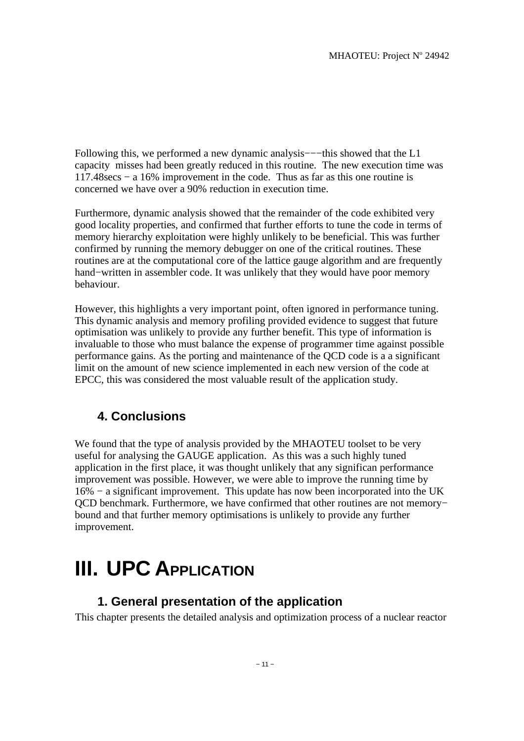Following this, we performed a new dynamic analysis−−−this showed that the L1 capacity misses had been greatly reduced in this routine. The new execution time was 117.48secs − a 16% improvement in the code. Thus as far as this one routine is concerned we have over a 90% reduction in execution time.

Furthermore, dynamic analysis showed that the remainder of the code exhibited very good locality properties, and confirmed that further efforts to tune the code in terms of memory hierarchy exploitation were highly unlikely to be beneficial. This was further confirmed by running the memory debugger on one of the critical routines. These routines are at the computational core of the lattice gauge algorithm and are frequently hand−written in assembler code. It was unlikely that they would have poor memory behaviour.

However, this highlights a very important point, often ignored in performance tuning. This dynamic analysis and memory profiling provided evidence to suggest that future optimisation was unlikely to provide any further benefit. This type of information is invaluable to those who must balance the expense of programmer time against possible performance gains. As the porting and maintenance of the QCD code is a a significant limit on the amount of new science implemented in each new version of the code at EPCC, this was considered the most valuable result of the application study.

## 4. Conclusions

We found that the type of analysis provided by the MHAOTEU toolset to be very useful for analysing the GAUGE application. As this was a such highly tuned application in the first place, it was thought unlikely that any significan performance improvement was possible. However, we were able to improve the running time by 16% − a significant improvement. This update has now been incorporated into the UK QCD benchmark. Furthermore, we have confirmed that other routines are not memory−bound and that further memory optimisations is unlikely to provide any further improvement.

# III. UPC Application

## 1. General presentation of the application

This chapter presents the detailed analysis and optimization process of a nuclear reactor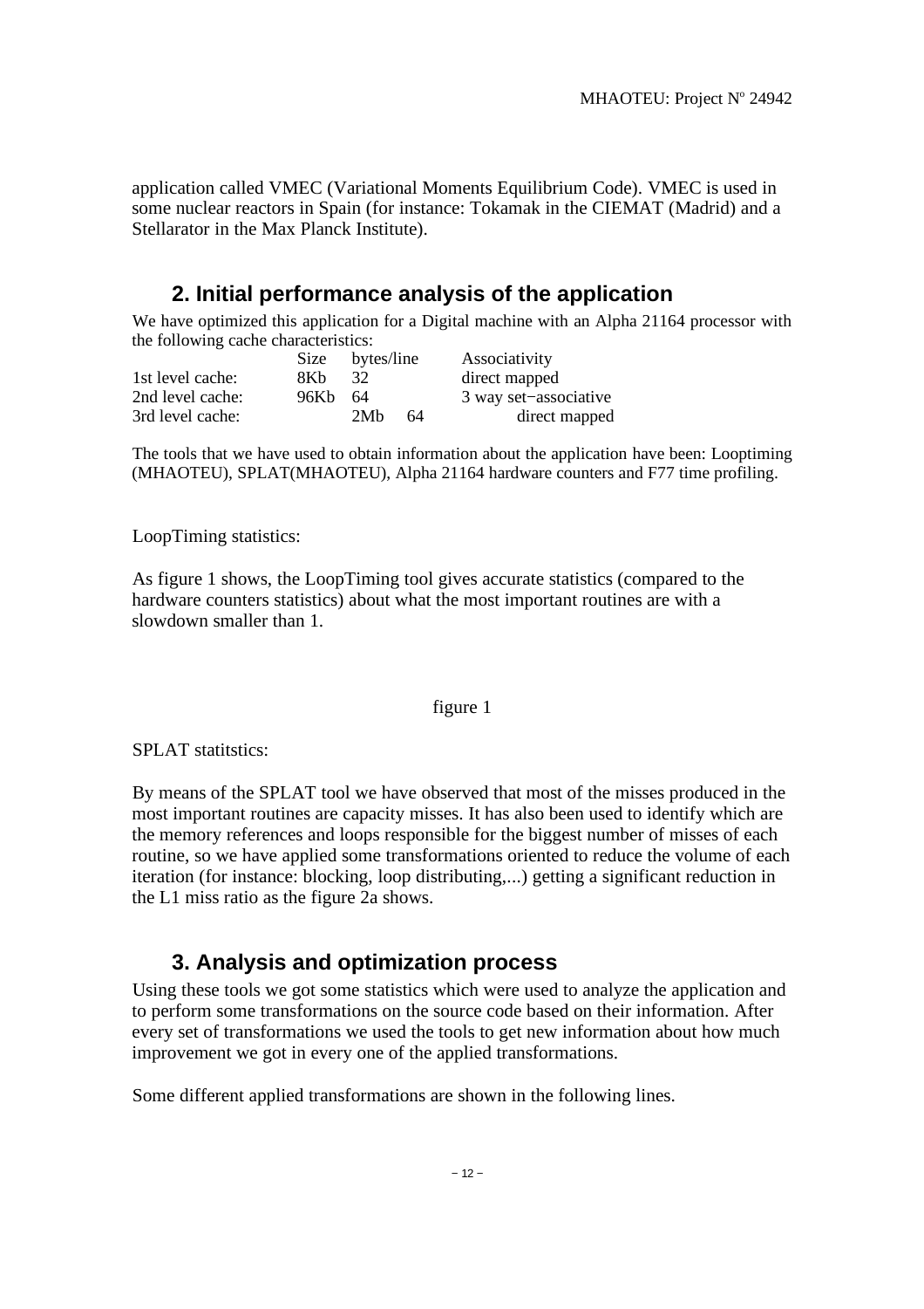application called VMEC (Variational Moments Equilibrium Code). VMEC is used in some nuclear reactors in Spain (for instance: Tokamak in the CIEMAT (Madrid) and a Stellarator in the Max Planck Institute).

## 2. Initial performance analysis of the application

We have optimized this application for a Digital machine with an Alpha 21164 processor with the following cache characteristics:

| | Size | bytes/line | Associativity |
|---|---|---|---|
| 1st level cache: | 8Kb | 32 | direct mapped |
| 2nd level cache: | 96Kb | 64 | 3 way set−associative |
| 3rd level cache: | 2Mb | 64 | direct mapped |

The tools that we have used to obtain information about the application have been: Looptiming (MHAOTEU), SPLAT(MHAOTEU), Alpha 21164 hardware counters and F77 time profiling.

LoopTiming statistics:

As figure 1 shows, the LoopTiming tool gives accurate statistics (compared to the hardware counters statistics) about what the most important routines are with a slowdown smaller than 1.

figure 1

SPLAT statitstics:

By means of the SPLAT tool we have observed that most of the misses produced in the most important routines are capacity misses. It has also been used to identify which are the memory references and loops responsible for the biggest number of misses of each routine, so we have applied some transformations oriented to reduce the volume of each iteration (for instance: blocking, loop distributing,...) getting a significant reduction in the L1 miss ratio as the figure 2a shows.

## 3. Analysis and optimization process

Using these tools we got some statistics which were used to analyze the application and to perform some transformations on the source code based on their information. After every set of transformations we used the tools to get new information about how much improvement we got in every one of the applied transformations.

Some different applied transformations are shown in the following lines.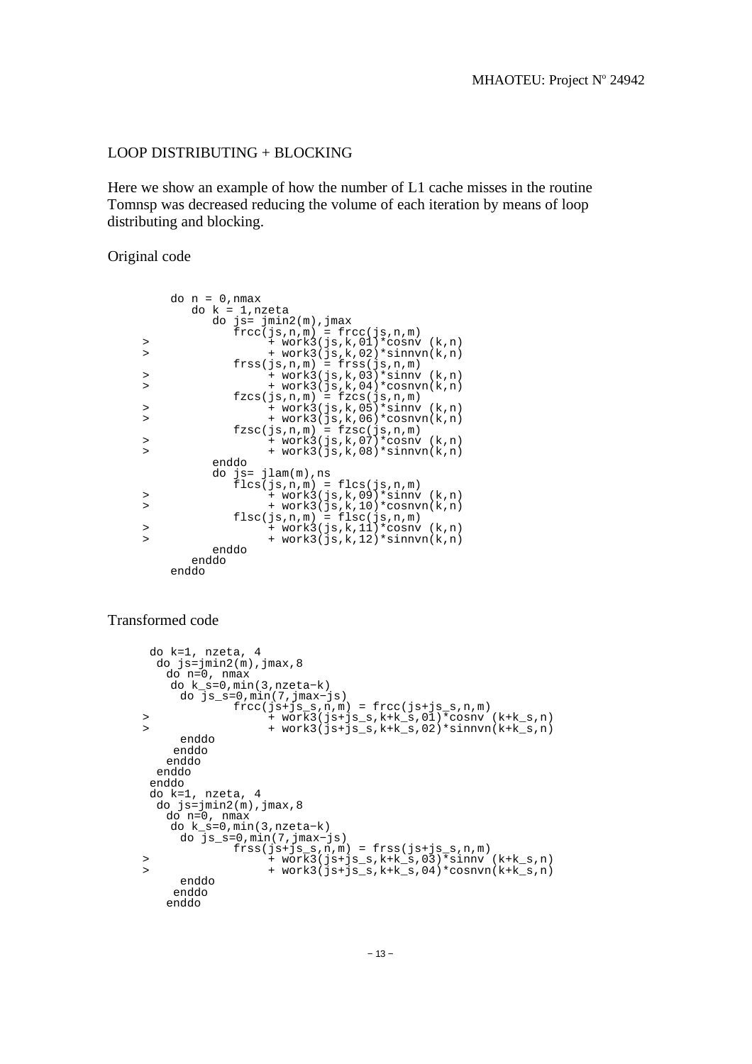LOOP DISTRIBUTING + BLOCKING

Here we show an example of how the number of L1 cache misses in the routine Tomnsp was decreased reducing the volume of each iteration by means of loop distributing and blocking.

Original code

```
      do n = 0,nmax
         do k = 1,nzeta
            do js= jmin2(m),jmax
               frcc(js,n,m) = frcc(js,n,m)
>                   + work3(js,k,01)*cosnv (k,n)
>                   + work3(js,k,02)*sinnvn(k,n)
               frss(js,n,m) = frss(js,n,m)
>                   + work3(js,k,03)*sinnv (k,n)
>                   + work3(js,k,04)*cosnvn(k,n)
               fzcs(js,n,m) = fzcs(js,n,m)
>                   + work3(js,k,05)*sinnv (k,n)
>                   + work3(js,k,06)*cosnvn(k,n)
               fzsc(js,n,m) = fzsc(js,n,m)
>                   + work3(js,k,07)*cosnv (k,n)
>                   + work3(js,k,08)*sinnvn(k,n)
            enddo
            do js= jlam(m),ns
               flcs(js,n,m) = flcs(js,n,m)
>                   + work3(js,k,09)*sinnv (k,n)
>                   + work3(js,k,10)*cosnvn(k,n)
               flsc(js,n,m) = flsc(js,n,m)
>                   + work3(js,k,11)*cosnv (k,n)
>                   + work3(js,k,12)*sinnvn(k,n)
            enddo
         enddo
      enddo
```

Transformed code

```
    do k=1, nzeta, 4
     do js=jmin2(m),jmax,8
      do n=0, nmax
       do k_s=0,min(3,nzeta-k)
        do js_s=0,min(7,jmax-js)
               frcc(js+js_s,n,m) = frcc(js+js_s,n,m)
>                   + work3(js+js_s,k+k_s,01)*cosnv (k+k_s,n)
>                   + work3(js+js_s,k+k_s,02)*sinnvn(k+k_s,n)
        enddo
       enddo
      enddo
     enddo
    enddo
    do k=1, nzeta, 4
     do js=jmin2(m),jmax,8
      do n=0, nmax
       do k_s=0,min(3,nzeta-k)
        do js_s=0,min(7,jmax-js)
               frss(js+js_s,n,m) = frss(js+js_s,n,m)
>                   + work3(js+js_s,k+k_s,03)*sinnv (k+k_s,n)
>                   + work3(js+js_s,k+k_s,04)*cosnvn(k+k_s,n)
        enddo
       enddo
      enddo
```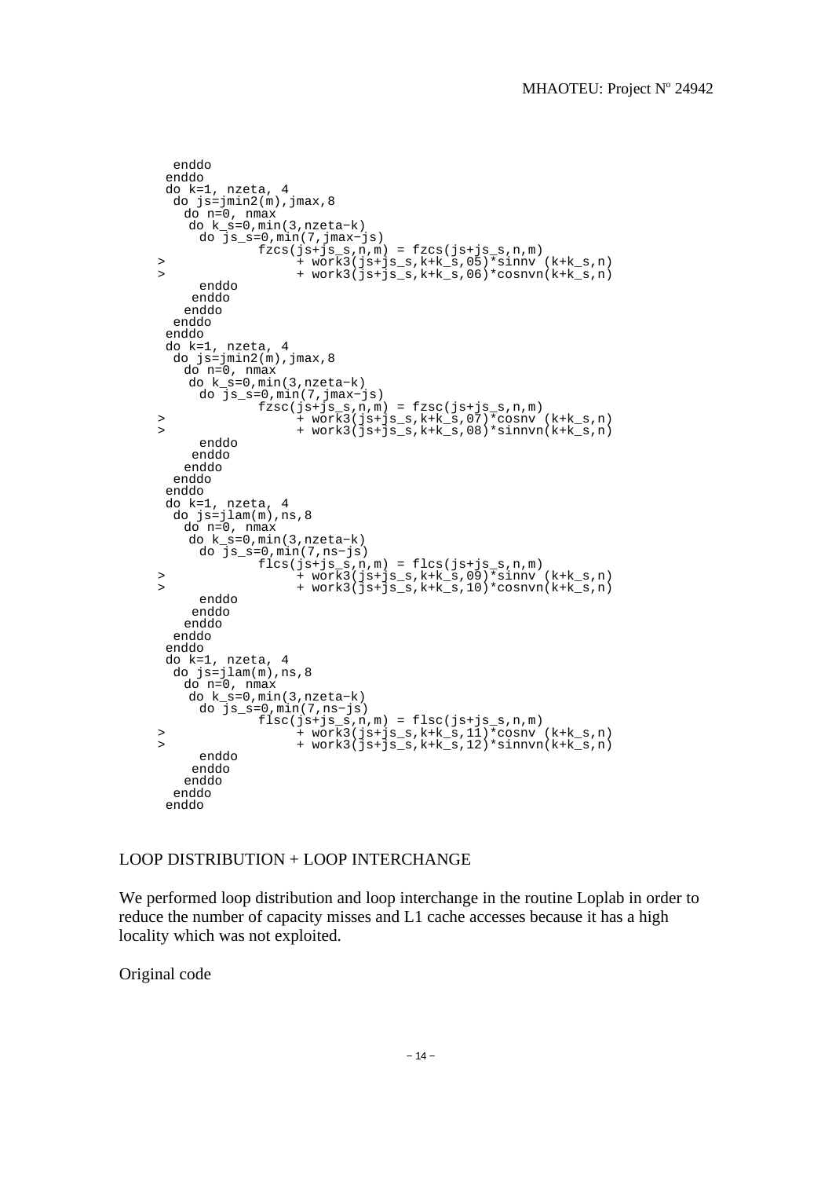```
        enddo
       enddo
       do k=1, nzeta, 4
        do js=jmin2(m),jmax,8
         do n=0, nmax
          do k_s=0,min(3,nzeta-k)
           do js_s=0,min(7,jmax-js)
                  fzcs(js+js_s,n,m) = fzcs(js+js_s,n,m)
     >                 + work3(js+js_s,k+k_s,05)*sinnv (k+k_s,n)
     >                 + work3(js+js_s,k+k_s,06)*cosnvn(k+k_s,n)
           enddo
          enddo
         enddo
        enddo
       enddo
       do k=1, nzeta, 4
        do js=jmin2(m),jmax,8
         do n=0, nmax
          do k_s=0,min(3,nzeta-k)
           do js_s=0,min(7,jmax-js)
                  fzsc(js+js_s,n,m) = fzsc(js+js_s,n,m)
     >                 + work3(js+js_s,k+k_s,07)*cosnv (k+k_s,n)
     >                 + work3(js+js_s,k+k_s,08)*sinnvn(k+k_s,n)
           enddo
          enddo
         enddo
        enddo
       enddo
       do k=1, nzeta, 4
        do js=jlam(m),ns,8
         do n=0, nmax
          do k_s=0,min(3,nzeta-k)
           do js_s=0,min(7,ns-js)
                  flcs(js+js_s,n,m) = flcs(js+js_s,n,m)
     >                 + work3(js+js_s,k+k_s,09)*sinnv (k+k_s,n)
     >                 + work3(js+js_s,k+k_s,10)*cosnvn(k+k_s,n)
           enddo
          enddo
         enddo
        enddo
       enddo
       do k=1, nzeta, 4
        do js=jlam(m),ns,8
         do n=0, nmax
          do k_s=0,min(3,nzeta-k)
           do js_s=0,min(7,ns-js)
                  flsc(js+js_s,n,m) = flsc(js+js_s,n,m)
     >                 + work3(js+js_s,k+k_s,11)*cosnv (k+k_s,n)
     >                 + work3(js+js_s,k+k_s,12)*sinnvn(k+k_s,n)
           enddo
          enddo
         enddo
        enddo
       enddo
```

LOOP DISTRIBUTION + LOOP INTERCHANGE

We performed loop distribution and loop interchange in the routine Loplab in order to reduce the number of capacity misses and L1 cache accesses because it has a high locality which was not exploited.

Original code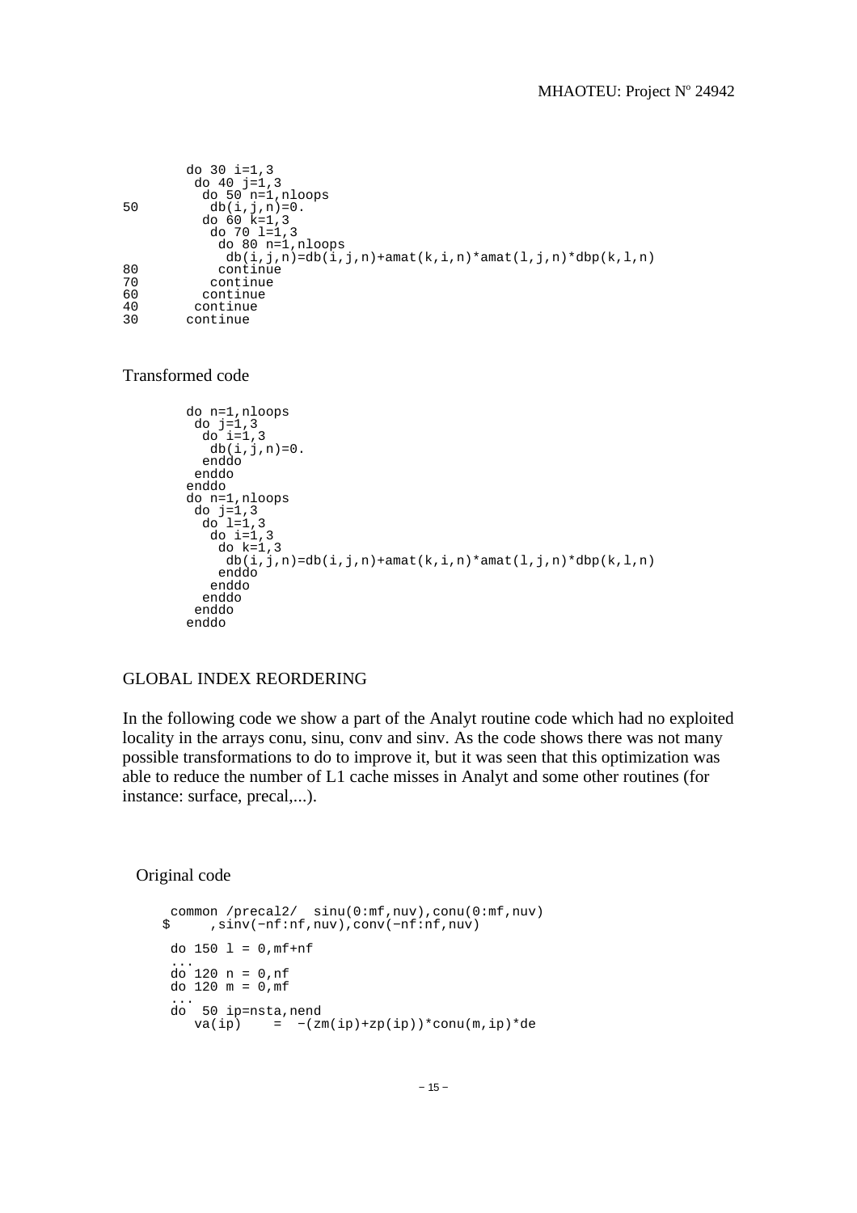```
        do 30 i=1,3
         do 40 j=1,3
          do 50 n=1,nloops
50         db(i,j,n)=0.
          do 60 k=1,3
           do 70 l=1,3
            do 80 n=1,nloops
             db(i,j,n)=db(i,j,n)+amat(k,i,n)*amat(l,j,n)*dbp(k,l,n)
80          continue
70         continue
60        continue
40       continue
30      continue
```

Transformed code

```
        do n=1,nloops
         do j=1,3
          do i=1,3
           db(i,j,n)=0.
          enddo
         enddo
        enddo
        do n=1,nloops
         do j=1,3
          do l=1,3
           do i=1,3
            do k=1,3
             db(i,j,n)=db(i,j,n)+amat(k,i,n)*amat(l,j,n)*dbp(k,l,n)
            enddo
           enddo
          enddo
         enddo
        enddo
```

GLOBAL INDEX REORDERING

In the following code we show a part of the Analyt routine code which had no exploited locality in the arrays conu, sinu, conv and sinv. As the code shows there was not many possible transformations to do to improve it, but it was seen that this optimization was able to reduce the number of L1 cache misses in Analyt and some other routines (for instance: surface, precal,...).

Original code

```
      common /precal2/  sinu(0:mf,nuv),conu(0:mf,nuv)
     $     ,sinv(-nf:nf,nuv),conv(-nf:nf,nuv)

      do 150 l = 0,mf+nf
      ...
      do 120 n = 0,nf
      do 120 m = 0,mf
      ...
      do  50 ip=nsta,nend
         va(ip)    =  -(zm(ip)+zp(ip))*conu(m,ip)*de
```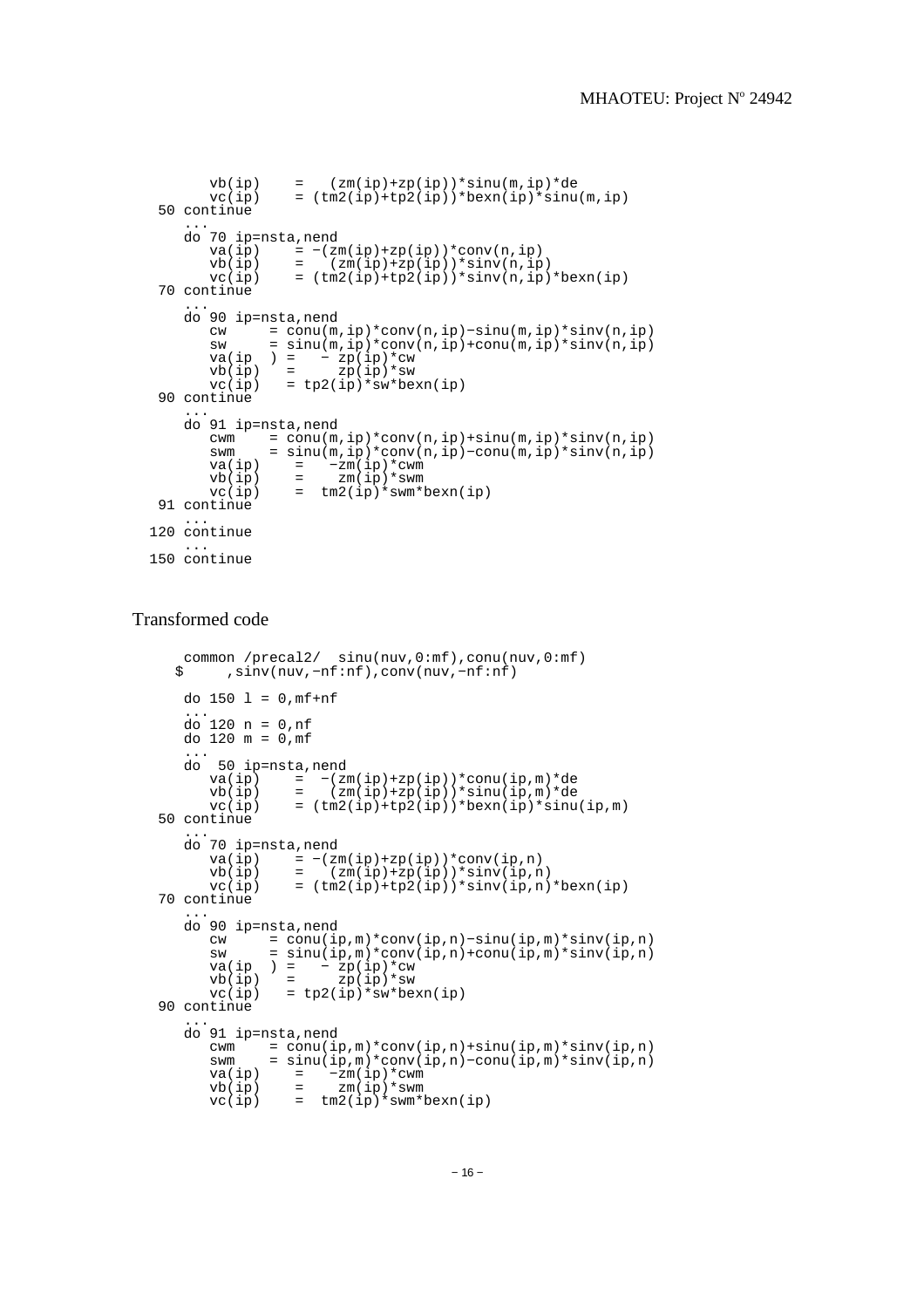```
         vb(ip)    =   (zm(ip)+zp(ip))*sinu(m,ip)*de
         vc(ip)    = (tm2(ip)+tp2(ip))*bexn(ip)*sinu(m,ip)
   50 continue
      ...
      do 70 ip=nsta,nend
         va(ip)    = -(zm(ip)+zp(ip))*conv(n,ip)
         vb(ip)    =   (zm(ip)+zp(ip))*sinv(n,ip)
         vc(ip)    = (tm2(ip)+tp2(ip))*sinv(n,ip)*bexn(ip)
   70 continue
      ...
      do 90 ip=nsta,nend
         cw     = conu(m,ip)*conv(n,ip)-sinu(m,ip)*sinv(n,ip)
         sw     = sinu(m,ip)*conv(n,ip)+conu(m,ip)*sinv(n,ip)
         va(ip  ) =   - zp(ip)*cw
         vb(ip)   =     zp(ip)*sw
         vc(ip)   = tp2(ip)*sw*bexn(ip)
   90 continue
      ...
      do 91 ip=nsta,nend
         cwm    = conu(m,ip)*conv(n,ip)+sinu(m,ip)*sinv(n,ip)
         swm    = sinu(m,ip)*conv(n,ip)-conu(m,ip)*sinv(n,ip)
         va(ip)    =   -zm(ip)*cwm
         vb(ip)    =    zm(ip)*swm
         vc(ip)    =  tm2(ip)*swm*bexn(ip)
   91 continue
      ...
  120 continue
      ...
  150 continue
```

Transformed code

```
      common /precal2/  sinu(nuv,0:mf),conu(nuv,0:mf)
     $     ,sinv(nuv,-nf:nf),conv(nuv,-nf:nf)

      do 150 l = 0,mf+nf
      ...
      do 120 n = 0,nf
      do 120 m = 0,mf
      ...
      do  50 ip=nsta,nend
         va(ip)    =  -(zm(ip)+zp(ip))*conu(ip,m)*de
         vb(ip)    =   (zm(ip)+zp(ip))*sinu(ip,m)*de
         vc(ip)    = (tm2(ip)+tp2(ip))*bexn(ip)*sinu(ip,m)
   50 continue
      ...
      do 70 ip=nsta,nend
         va(ip)    = -(zm(ip)+zp(ip))*conv(ip,n)
         vb(ip)    =   (zm(ip)+zp(ip))*sinv(ip,n)
         vc(ip)    = (tm2(ip)+tp2(ip))*sinv(ip,n)*bexn(ip)
   70 continue
      ...
      do 90 ip=nsta,nend
         cw     = conu(ip,m)*conv(ip,n)-sinu(ip,m)*sinv(ip,n)
         sw     = sinu(ip,m)*conv(ip,n)+conu(ip,m)*sinv(ip,n)
         va(ip  ) =   - zp(ip)*cw
         vb(ip)   =     zp(ip)*sw
         vc(ip)   = tp2(ip)*sw*bexn(ip)
   90 continue
      ...
      do 91 ip=nsta,nend
         cwm    = conu(ip,m)*conv(ip,n)+sinu(ip,m)*sinv(ip,n)
         swm    = sinu(ip,m)*conv(ip,n)-conu(ip,m)*sinv(ip,n)
         va(ip)    =   -zm(ip)*cwm
         vb(ip)    =    zm(ip)*swm
         vc(ip)    =  tm2(ip)*swm*bexn(ip)
```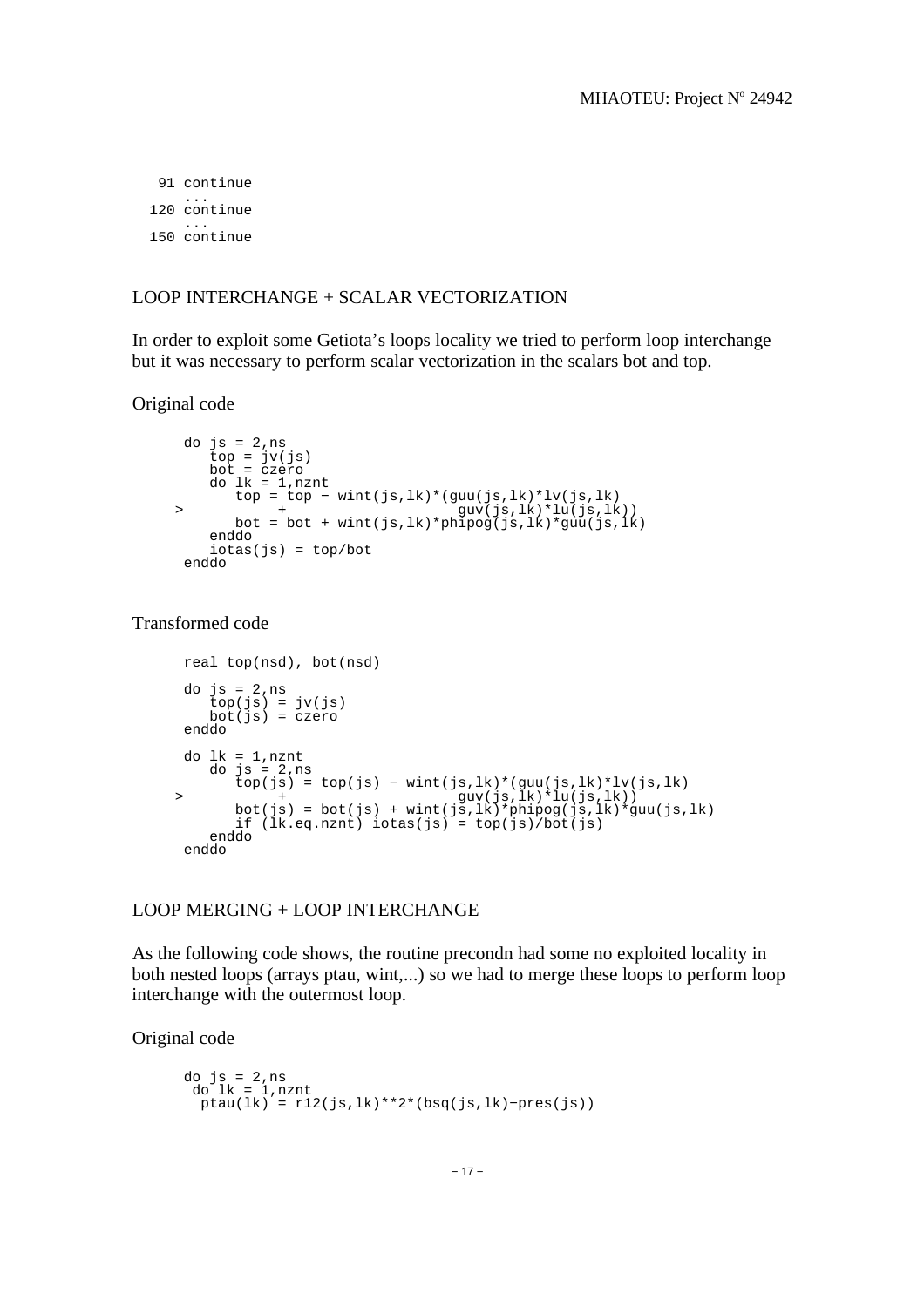```
 91 continue
    ...
120 continue
    ...
150 continue
```

## LOOP INTERCHANGE + SCALAR VECTORIZATION

In order to exploit some Getiota's loops locality we tried to perform loop interchange but it was necessary to perform scalar vectorization in the scalars bot and top.

Original code

```
      do js = 2,ns
         top = jv(js)
         bot = czero
         do lk = 1,nznt
            top = top - wint(js,lk)*(guu(js,lk)*lv(js,lk)
     >           +                    guv(js,lk)*lu(js,lk))
            bot = bot + wint(js,lk)*phipog(js,lk)*guu(js,lk)
         enddo
         iotas(js) = top/bot
      enddo
```

Transformed code

```
      real top(nsd), bot(nsd)

      do js = 2,ns
         top(js) = jv(js)
         bot(js) = czero
      enddo

      do lk = 1,nznt
         do js = 2,ns
            top(js) = top(js) - wint(js,lk)*(guu(js,lk)*lv(js,lk)
     >           +                    guv(js,lk)*lu(js,lk))
            bot(js) = bot(js) + wint(js,lk)*phipog(js,lk)*guu(js,lk)
            if (lk.eq.nznt) iotas(js) = top(js)/bot(js)
         enddo
      enddo
```

## LOOP MERGING + LOOP INTERCHANGE

As the following code shows, the routine precondn had some no exploited locality in both nested loops (arrays ptau, wint,...) so we had to merge these loops to perform loop interchange with the outermost loop.

Original code

```
      do js = 2,ns
       do lk = 1,nznt
        ptau(lk) = r12(js,lk)**2*(bsq(js,lk)-pres(js))
```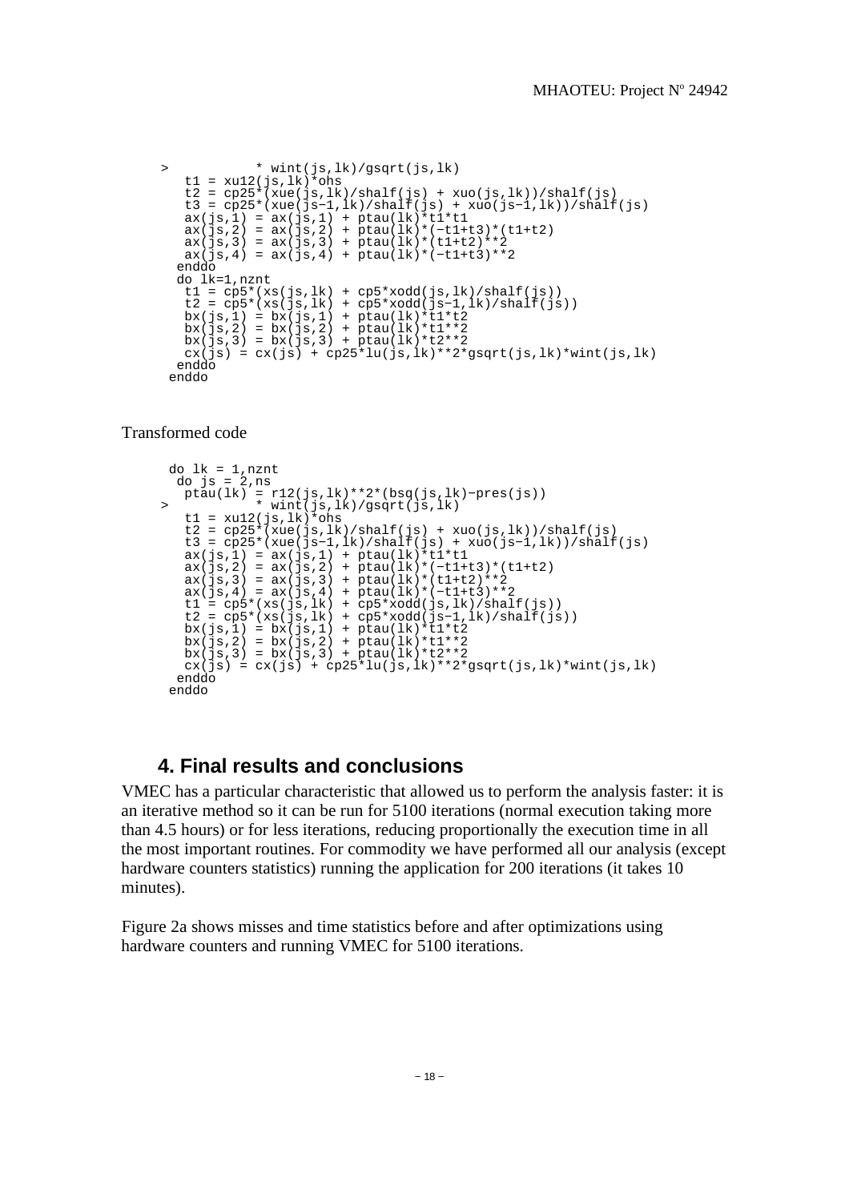```
>           * wint(js,lk)/gsqrt(js,lk)
    t1 = xu12(js,lk)*ohs
    t2 = cp25*(xue(js,lk)/shalf(js) + xuo(js,lk))/shalf(js)
    t3 = cp25*(xue(js-1,lk)/shalf(js) + xuo(js-1,lk))/shalf(js)
    ax(js,1) = ax(js,1) + ptau(lk)*t1*t1
    ax(js,2) = ax(js,2) + ptau(lk)*(-t1+t3)*(t1+t2)
    ax(js,3) = ax(js,3) + ptau(lk)*(t1+t2)**2
    ax(js,4) = ax(js,4) + ptau(lk)*(-t1+t3)**2
   enddo
   do lk=1,nznt
    t1 = cp5*(xs(js,lk) + cp5*xodd(js,lk)/shalf(js))
    t2 = cp5*(xs(js,lk) + cp5*xodd(js-1,lk)/shalf(js))
    bx(js,1) = bx(js,1) + ptau(lk)*t1*t2
    bx(js,2) = bx(js,2) + ptau(lk)*t1**2
    bx(js,3) = bx(js,3) + ptau(lk)*t2**2
    cx(js) = cx(js) + cp25*lu(js,lk)**2*gsqrt(js,lk)*wint(js,lk)
   enddo
  enddo
```

Transformed code

```
  do lk = 1,nznt
   do js = 2,ns
    ptau(lk) = r12(js,lk)**2*(bsq(js,lk)-pres(js))
>           * wint(js,lk)/gsqrt(js,lk)
    t1 = xu12(js,lk)*ohs
    t2 = cp25*(xue(js,lk)/shalf(js) + xuo(js,lk))/shalf(js)
    t3 = cp25*(xue(js-1,lk)/shalf(js) + xuo(js-1,lk))/shalf(js)
    ax(js,1) = ax(js,1) + ptau(lk)*t1*t1
    ax(js,2) = ax(js,2) + ptau(lk)*(-t1+t3)*(t1+t2)
    ax(js,3) = ax(js,3) + ptau(lk)*(t1+t2)**2
    ax(js,4) = ax(js,4) + ptau(lk)*(-t1+t3)**2
    t1 = cp5*(xs(js,lk) + cp5*xodd(js,lk)/shalf(js))
    t2 = cp5*(xs(js,lk) + cp5*xodd(js-1,lk)/shalf(js))
    bx(js,1) = bx(js,1) + ptau(lk)*t1*t2
    bx(js,2) = bx(js,2) + ptau(lk)*t1**2
    bx(js,3) = bx(js,3) + ptau(lk)*t2**2
    cx(js) = cx(js) + cp25*lu(js,lk)**2*gsqrt(js,lk)*wint(js,lk)
   enddo
  enddo
```

## 4. Final results and conclusions

VMEC has a particular characteristic that allowed us to perform the analysis faster: it is an iterative method so it can be run for 5100 iterations (normal execution taking more than 4.5 hours) or for less iterations, reducing proportionally the execution time in all the most important routines. For commodity we have performed all our analysis (except hardware counters statistics) running the application for 200 iterations (it takes 10 minutes).

Figure 2a shows misses and time statistics before and after optimizations using hardware counters and running VMEC for 5100 iterations.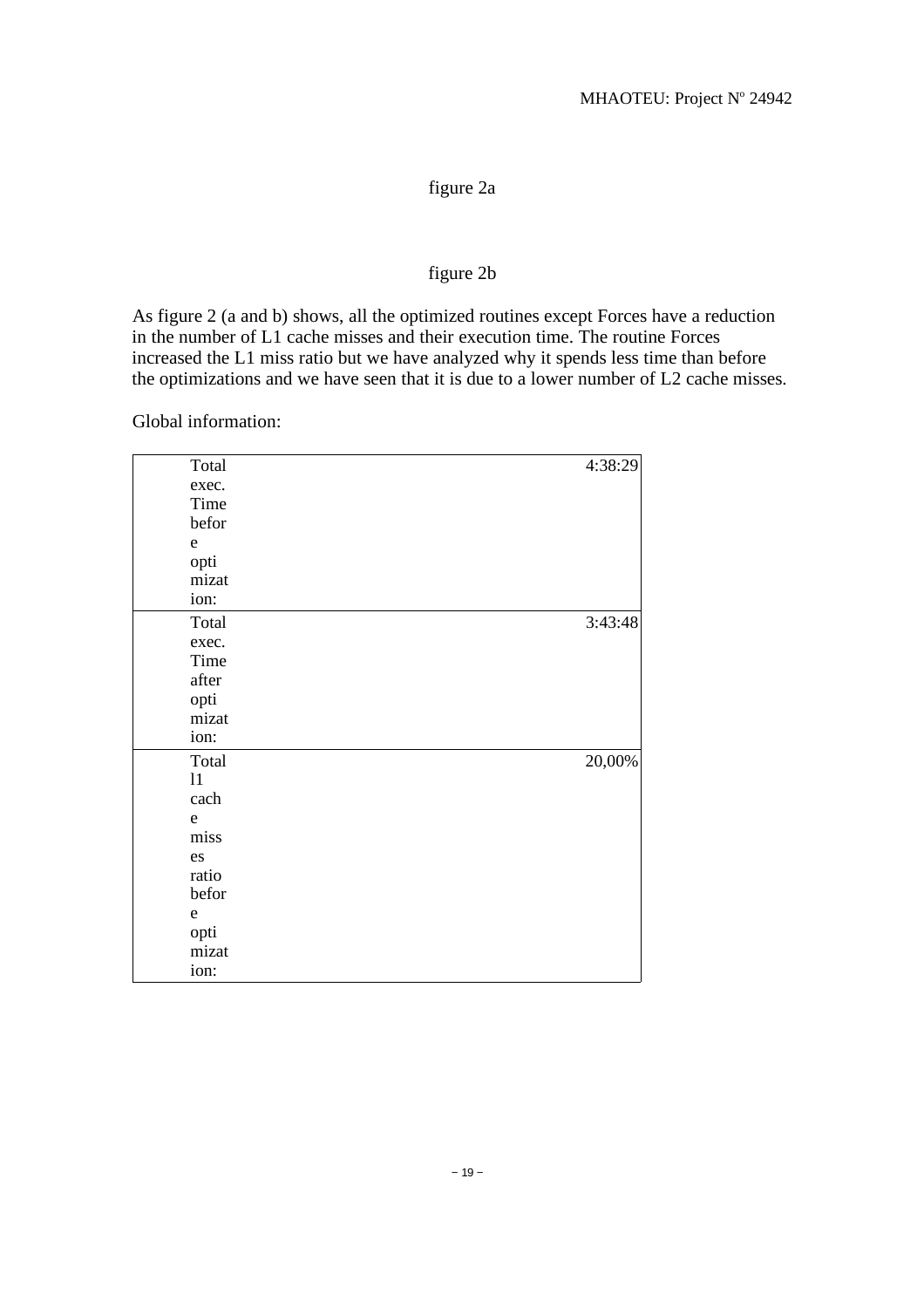figure 2a

figure 2b

As figure 2 (a and b) shows, all the optimized routines except Forces have a reduction in the number of L1 cache misses and their execution time. The routine Forces increased the L1 miss ratio but we have analyzed why it spends less time than before the optimizations and we have seen that it is due to a lower number of L2 cache misses.

Global information:

| | |
|---|---|
| Total exec. Time before optimization: | 4:38:29 |
| Total exec. Time after optimization: | 3:43:48 |
| Total l1 cache misses ratio before optimization: | 20,00% |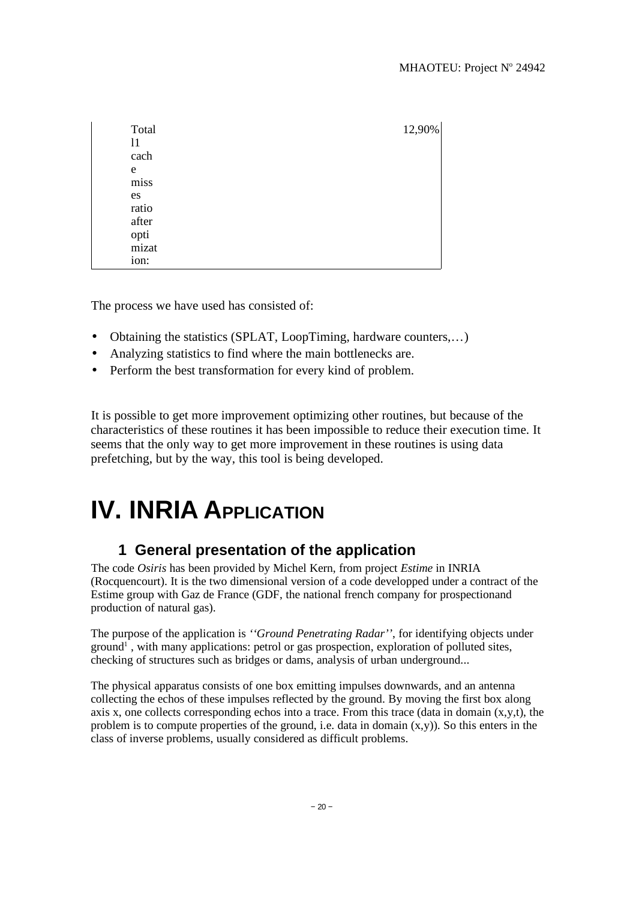| Total l1 cache misses ratio after optimization: | 12,90% |
|---|---|

The process we have used has consisted of:

- Obtaining the statistics (SPLAT, LoopTiming, hardware counters,…)
- Analyzing statistics to find where the main bottlenecks are.
- Perform the best transformation for every kind of problem.

It is possible to get more improvement optimizing other routines, but because of the characteristics of these routines it has been impossible to reduce their execution time. It seems that the only way to get more improvement in these routines is using data prefetching, but by the way, this tool is being developed.

# IV. INRIA APPLICATION

## 1 General presentation of the application

The code *Osiris* has been provided by Michel Kern, from project *Estime* in INRIA (Rocquencourt). It is the two dimensional version of a code developped under a contract of the Estime group with Gaz de France (GDF, the national french company for prospectionand production of natural gas).

The purpose of the application is *''Ground Penetrating Radar''*, for identifying objects under ground[1] , with many applications: petrol or gas prospection, exploration of polluted sites, checking of structures such as bridges or dams, analysis of urban underground...

The physical apparatus consists of one box emitting impulses downwards, and an antenna collecting the echos of these impulses reflected by the ground. By moving the first box along axis x, one collects corresponding echos into a trace. From this trace (data in domain (x,y,t), the problem is to compute properties of the ground, i.e. data in domain (x,y)). So this enters in the class of inverse problems, usually considered as difficult problems.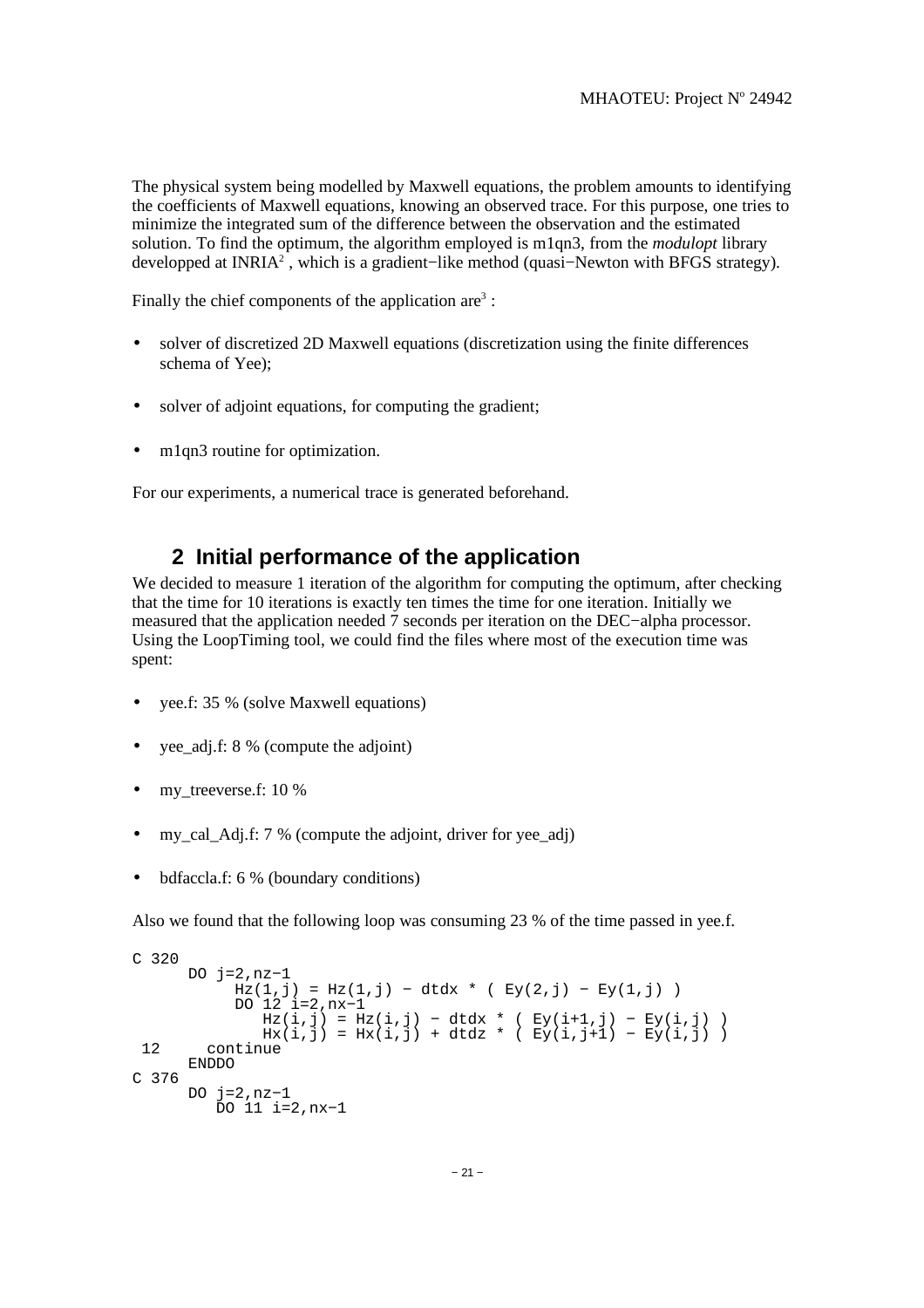The physical system being modelled by Maxwell equations, the problem amounts to identifying the coefficients of Maxwell equations, knowing an observed trace. For this purpose, one tries to minimize the integrated sum of the difference between the observation and the estimated solution. To find the optimum, the algorithm employed is m1qn3, from the *modulopt* library developped at INRIA[2] , which is a gradient−like method (quasi−Newton with BFGS strategy).

Finally the chief components of the application are[3] :

- solver of discretized 2D Maxwell equations (discretization using the finite differences schema of Yee);
- solver of adjoint equations, for computing the gradient;
- m1qn3 routine for optimization.

For our experiments, a numerical trace is generated beforehand.

## 2 Initial performance of the application

We decided to measure 1 iteration of the algorithm for computing the optimum, after checking that the time for 10 iterations is exactly ten times the time for one iteration. Initially we measured that the application needed 7 seconds per iteration on the DEC−alpha processor. Using the LoopTiming tool, we could find the files where most of the execution time was spent:

- yee.f: 35 % (solve Maxwell equations)
- yee_adj.f: 8 % (compute the adjoint)
- my_treeverse.f: 10 %
- my_cal_Adj.f: 7 % (compute the adjoint, driver for yee_adj)
- bdfaccla.f: 6 % (boundary conditions)

Also we found that the following loop was consuming 23 % of the time passed in yee.f.

```
C 320
      DO j=2,nz−1
           Hz(1,j) = Hz(1,j) − dtdx * ( Ey(2,j) − Ey(1,j) )
           DO 12 i=2,nx−1
              Hz(i,j) = Hz(i,j) − dtdx * ( Ey(i+1,j) − Ey(i,j) )
              Hx(i,j) = Hx(i,j) + dtdz * ( Ey(i,j+1) − Ey(i,j) )
 12     continue
      ENDDO
C 376
      DO j=2,nz−1
         DO 11 i=2,nx−1
```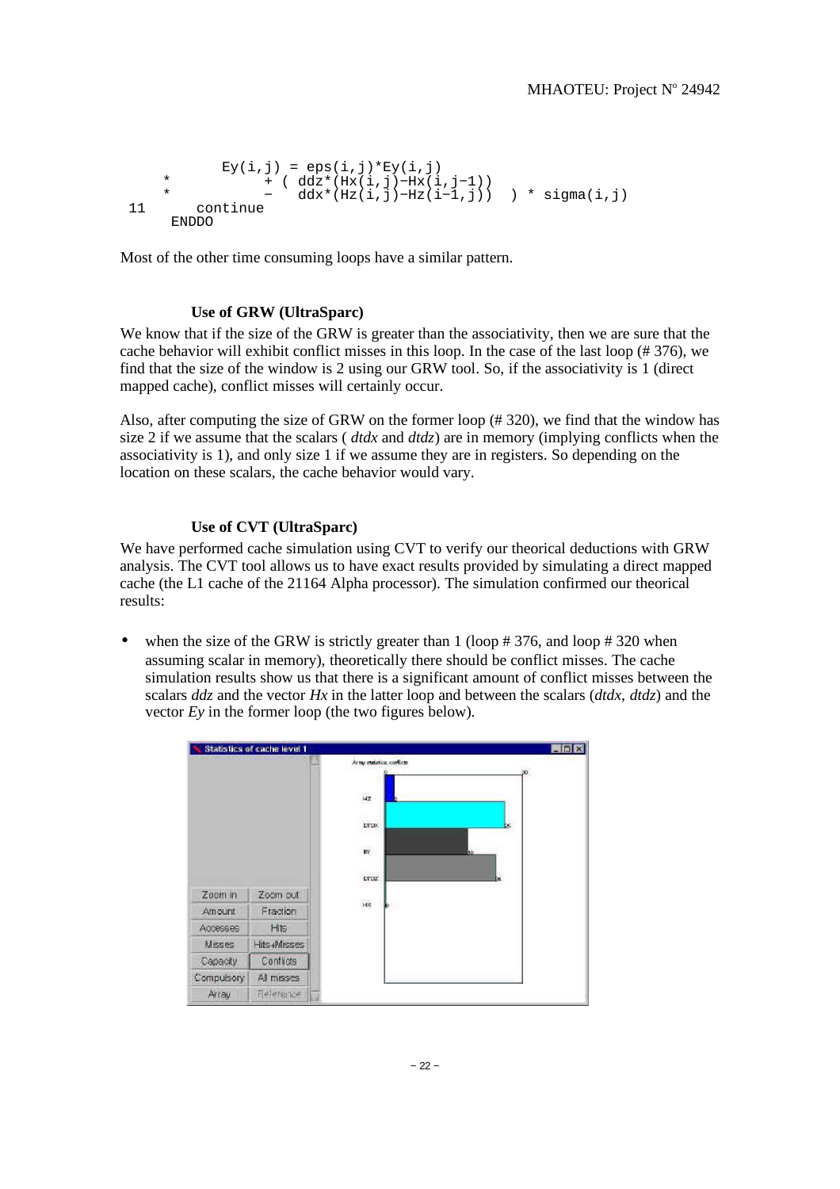```
         Ey(i,j) = eps(i,j)*Ey(i,j)
     *           + ( ddz*(Hx(i,j)-Hx(i,j-1))
     *           -   ddx*(Hz(i,j)-Hz(i-1,j))  ) * sigma(i,j)
 11      continue
      ENDDO
```

Most of the other time consuming loops have a similar pattern.

### Use of GRW (UltraSparc)

We know that if the size of the GRW is greater than the associativity, then we are sure that the cache behavior will exhibit conflict misses in this loop. In the case of the last loop (# 376), we find that the size of the window is 2 using our GRW tool. So, if the associativity is 1 (direct mapped cache), conflict misses will certainly occur.

Also, after computing the size of GRW on the former loop (# 320), we find that the window has size 2 if we assume that the scalars ( *dtdx* and *dtdz*) are in memory (implying conflicts when the associativity is 1), and only size 1 if we assume they are in registers. So depending on the location on these scalars, the cache behavior would vary.

### Use of CVT (UltraSparc)

We have performed cache simulation using CVT to verify our theorical deductions with GRW analysis. The CVT tool allows us to have exact results provided by simulating a direct mapped cache (the L1 cache of the 21164 Alpha processor). The simulation confirmed our theorical results:

- when the size of the GRW is strictly greater than 1 (loop # 376, and loop # 320 when assuming scalar in memory), theoretically there should be conflict misses. The cache simulation results show us that there is a significant amount of conflict misses between the scalars *ddz* and the vector *Hx* in the latter loop and between the scalars (*dtdx*, *dtdz*) and the vector *Ey* in the former loop (the two figures below).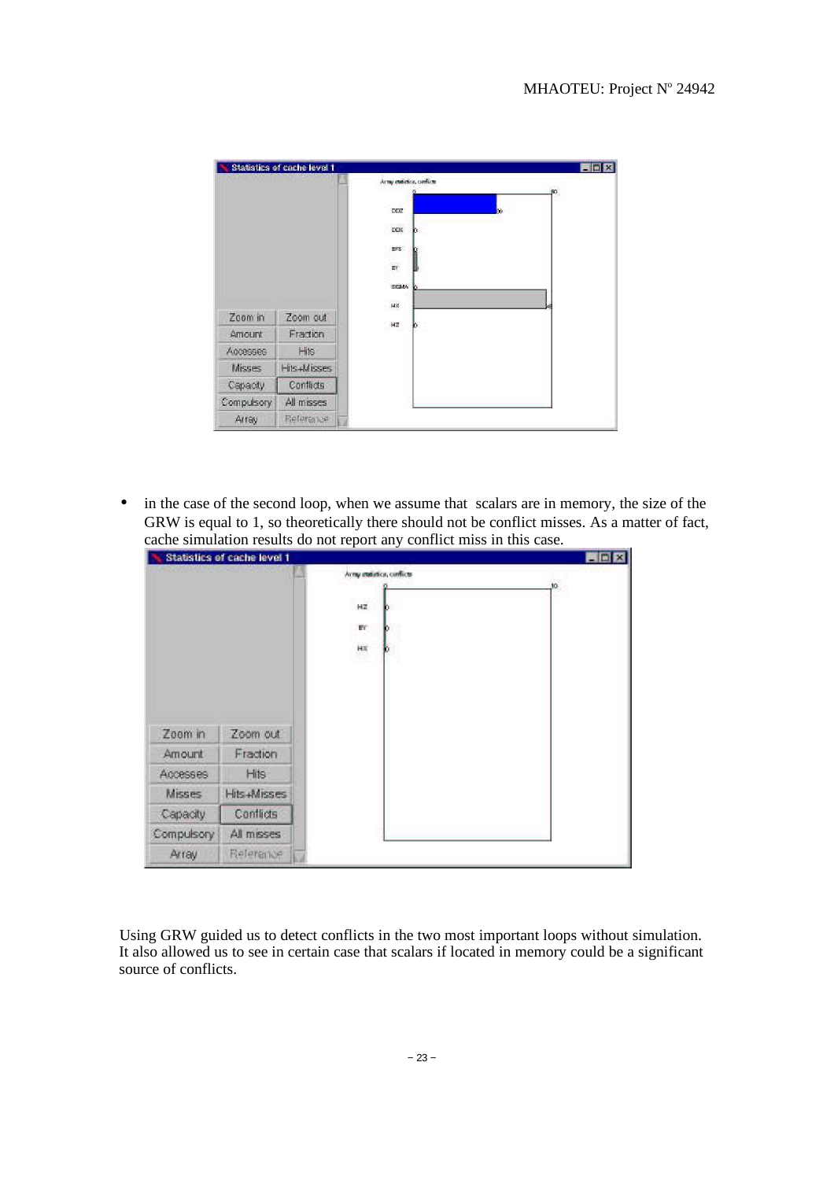- in the case of the second loop, when we assume that scalars are in memory, the size of the GRW is equal to 1, so theoretically there should not be conflict misses. As a matter of fact, cache simulation results do not report any conflict miss in this case.

Using GRW guided us to detect conflicts in the two most important loops without simulation. It also allowed us to see in certain case that scalars if located in memory could be a significant source of conflicts.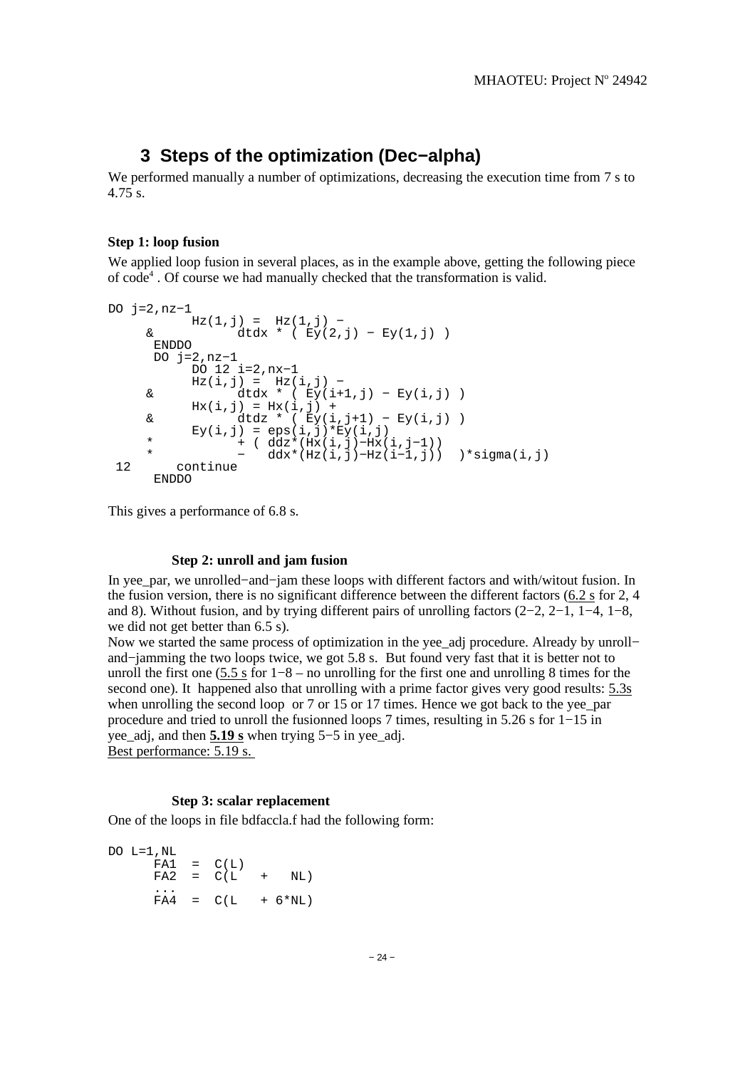## 3 Steps of the optimization (Dec−alpha)

We performed manually a number of optimizations, decreasing the execution time from 7 s to 4.75 s.

**Step 1: loop fusion**

We applied loop fusion in several places, as in the example above, getting the following piece of code[4] . Of course we had manually checked that the transformation is valid.

```
DO j=2,nz−1
          Hz(1,j) =  Hz(1,j) −
     &          dtdx * ( Ey(2,j) − Ey(1,j) )
      ENDDO
      DO j=2,nz−1
          DO 12 i=2,nx−1
          Hz(i,j) =  Hz(i,j) −
     &          dtdx * ( Ey(i+1,j) − Ey(i,j) )
          Hx(i,j) = Hx(i,j) +
     &          dtdz * ( Ey(i,j+1) − Ey(i,j) )
          Ey(i,j) = eps(i,j)*Ey(i,j)
     *          + ( ddz*(Hx(i,j)−Hx(i,j−1))
     *          −   ddx*(Hz(i,j)−Hz(i−1,j))  )*sigma(i,j)
 12      continue
      ENDDO
```

This gives a performance of 6.8 s.

**Step 2: unroll and jam fusion**

In yee_par, we unrolled−and−jam these loops with different factors and with/witout fusion. In the fusion version, there is no significant difference between the different factors (6.2 s for 2, 4 and 8). Without fusion, and by trying different pairs of unrolling factors (2−2, 2−1, 1−4, 1−8, we did not get better than 6.5 s).

Now we started the same process of optimization in the yee_adj procedure. Already by unroll−and−jamming the two loops twice, we got 5.8 s. But found very fast that it is better not to unroll the first one (5.5 s for 1−8 – no unrolling for the first one and unrolling 8 times for the second one). It happened also that unrolling with a prime factor gives very good results: 5.3s when unrolling the second loop or 7 or 15 or 17 times. Hence we got back to the yee_par procedure and tried to unroll the fusionned loops 7 times, resulting in 5.26 s for 1−15 in yee_adj, and then **5.19 s** when trying 5−5 in yee_adj.

Best performance: 5.19 s.

**Step 3: scalar replacement**

One of the loops in file bdfaccla.f had the following form:

```
DO L=1,NL
      FA1  =  C(L)
      FA2  =  C(L   +   NL)
      ...
      FA4  =  C(L   + 6*NL)
```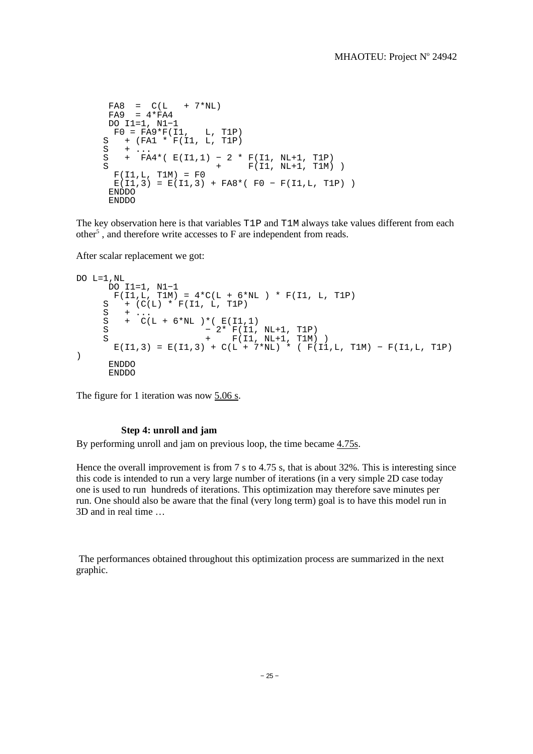```
      FA8  =  C(L   + 7*NL)
      FA9  = 4*FA4
      DO I1=1, N1−1
       F0 = FA9*F(I1,   L, T1P)
     S   + (FA1 * F(I1, L, T1P)
     S   + ...
     S   +  FA4*( E(I1,1) − 2 * F(I1, NL+1, T1P)
     S                    +     F(I1, NL+1, T1M) )
       F(I1,L, T1M) = F0
       E(I1,3) = E(I1,3) + FA8*( F0 − F(I1,L, T1P) )
      ENDDO
      ENDDO
```

The key observation here is that variables T1P and T1M always take values different from each other[5] , and therefore write accesses to F are independent from reads.

After scalar replacement we got:

```
DO L=1,NL
      DO I1=1, N1−1
       F(I1,L, T1M) = 4*C(L + 6*NL ) * F(I1, L, T1P)
     S   + (C(L) * F(I1, L, T1P)
     S   + ...
     S   +  C(L + 6*NL )*( E(I1,1)
     S                  − 2* F(I1, NL+1, T1P)
     S                  +    F(I1, NL+1, T1M) )
       E(I1,3) = E(I1,3) + C(L + 7*NL) * ( F(I1,L, T1M) − F(I1,L, T1P)
)
      ENDDO
      ENDDO
```

The figure for 1 iteration was now 5.06 s.

**Step 4: unroll and jam**

By performing unroll and jam on previous loop, the time became 4.75s.

Hence the overall improvement is from 7 s to 4.75 s, that is about 32%. This is interesting since this code is intended to run a very large number of iterations (in a very simple 2D case today one is used to run hundreds of iterations. This optimization may therefore save minutes per run. One should also be aware that the final (very long term) goal is to have this model run in 3D and in real time …

The performances obtained throughout this optimization process are summarized in the next graphic.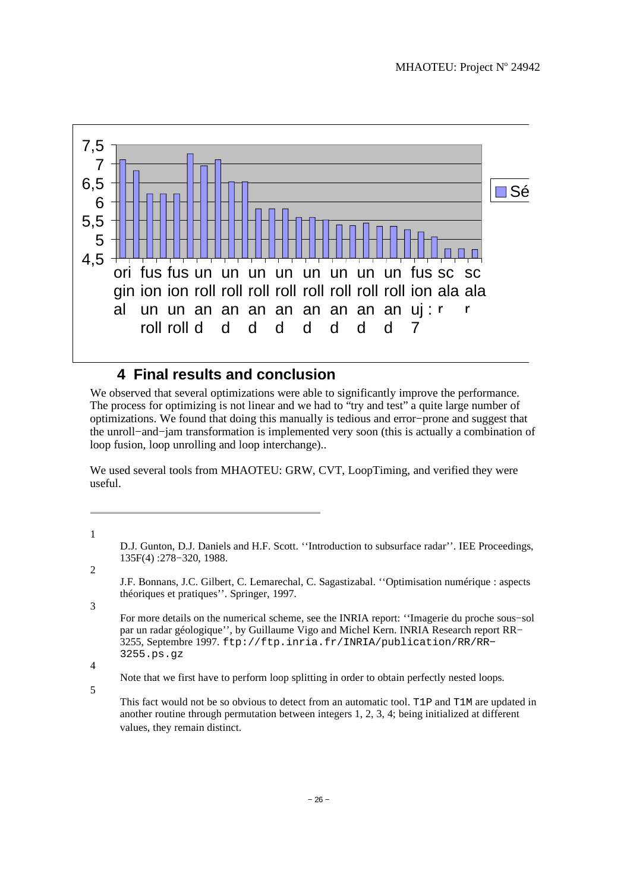## 4 Final results and conclusion

We observed that several optimizations were able to significantly improve the performance. The process for optimizing is not linear and we had to "try and test" a quite large number of optimizations. We found that doing this manually is tedious and error−prone and suggest that the unroll−and−jam transformation is implemented very soon (this is actually a combination of loop fusion, loop unrolling and loop interchange)..

We used several tools from MHAOTEU: GRW, CVT, LoopTiming, and verified they were useful.

---

1. D.J. Gunton, D.J. Daniels and H.F. Scott. ''Introduction to subsurface radar''. IEE Proceedings, 135F(4) :278−320, 1988.

2. J.F. Bonnans, J.C. Gilbert, C. Lemarechal, C. Sagastizabal. ''Optimisation numérique : aspects théoriques et pratiques''. Springer, 1997.

3. For more details on the numerical scheme, see the INRIA report: ''Imagerie du proche sous−sol par un radar géologique'', by Guillaume Vigo and Michel Kern. INRIA Research report RR−3255, Septembre 1997. `ftp://ftp.inria.fr/INRIA/publication/RR/RR−3255.ps.gz`

4. Note that we first have to perform loop splitting in order to obtain perfectly nested loops.

5. This fact would not be so obvious to detect from an automatic tool. `T1P` and `T1M` are updated in another routine through permutation between integers 1, 2, 3, 4; being initialized at different values, they remain distinct.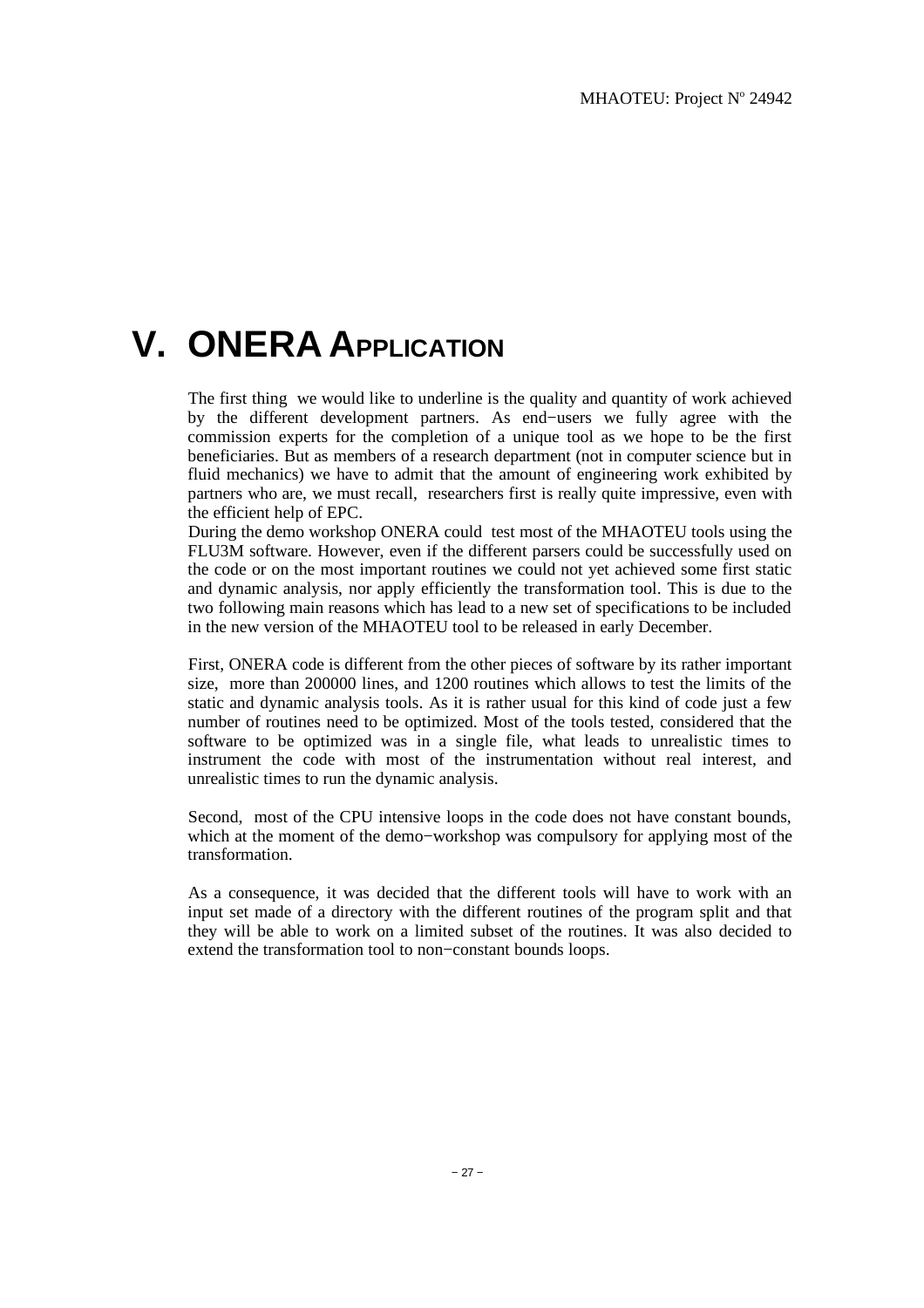# V. ONERA APPLICATION

The first thing we would like to underline is the quality and quantity of work achieved by the different development partners. As end−users we fully agree with the commission experts for the completion of a unique tool as we hope to be the first beneficiaries. But as members of a research department (not in computer science but in fluid mechanics) we have to admit that the amount of engineering work exhibited by partners who are, we must recall, researchers first is really quite impressive, even with the efficient help of EPC.

During the demo workshop ONERA could test most of the MHAOTEU tools using the FLU3M software. However, even if the different parsers could be successfully used on the code or on the most important routines we could not yet achieved some first static and dynamic analysis, nor apply efficiently the transformation tool. This is due to the two following main reasons which has lead to a new set of specifications to be included in the new version of the MHAOTEU tool to be released in early December.

First, ONERA code is different from the other pieces of software by its rather important size, more than 200000 lines, and 1200 routines which allows to test the limits of the static and dynamic analysis tools. As it is rather usual for this kind of code just a few number of routines need to be optimized. Most of the tools tested, considered that the software to be optimized was in a single file, what leads to unrealistic times to instrument the code with most of the instrumentation without real interest, and unrealistic times to run the dynamic analysis.

Second, most of the CPU intensive loops in the code does not have constant bounds, which at the moment of the demo−workshop was compulsory for applying most of the transformation.

As a consequence, it was decided that the different tools will have to work with an input set made of a directory with the different routines of the program split and that they will be able to work on a limited subset of the routines. It was also decided to extend the transformation tool to non−constant bounds loops.